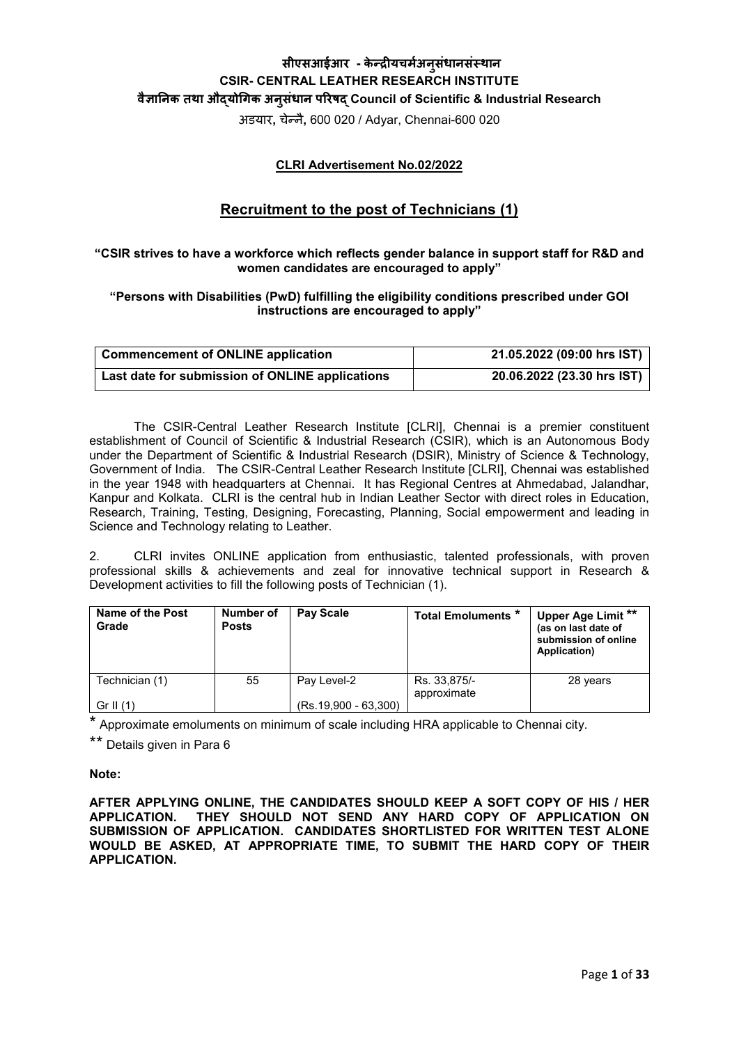**सीएसआईआर - केन्द्रीयचर्मअनुसंधानसंस्थान**

**CSIR- CENTRAL LEATHER RESEARCH INSTITUTE**

**वैज्ञानिक तथा औद्योगिक अनुसंधान परिषद् Council of Scientific & Industrial Research**

अडयार, चेन्नै, 600 020 / Adyar, Chennai-600 020

**CLRI Advertisement No.02/2022**

# Recruitment to the post of Technicians (1)

**"CSIR strives to have a workforce which reflects gender balance in support staff for R&D and women candidates are encouraged to apply"**

**"Persons with Disabilities (PwD) fulfilling the eligibility conditions prescribed under GOI instructions are encouraged to apply"**

| Commencement of ONLINE application | 21.05.2022 (09:00 hrs IST) |
|---|---|
| **Last date for submission of ONLINE applications** | **20.06.2022 (23.30 hrs IST)** |

The CSIR-Central Leather Research Institute [CLRI], Chennai is a premier constituent establishment of Council of Scientific & Industrial Research (CSIR), which is an Autonomous Body under the Department of Scientific & Industrial Research (DSIR), Ministry of Science & Technology, Government of India. The CSIR-Central Leather Research Institute [CLRI], Chennai was established in the year 1948 with headquarters at Chennai. It has Regional Centres at Ahmedabad, Jalandhar, Kanpur and Kolkata. CLRI is the central hub in Indian Leather Sector with direct roles in Education, Research, Training, Testing, Designing, Forecasting, Planning, Social empowerment and leading in Science and Technology relating to Leather.

2. CLRI invites ONLINE application from enthusiastic, talented professionals, with proven professional skills & achievements and zeal for innovative technical support in Research & Development activities to fill the following posts of Technician (1).

| Name of the Post Grade | Number of Posts | Pay Scale | Total Emoluments * | Upper Age Limit ** (as on last date of submission of online Application) |
|---|---|---|---|---|
| Technician (1) Gr II (1) | 55 | Pay Level-2 (Rs.19,900 - 63,300) | Rs. 33,875/- approximate | 28 years |

\* Approximate emoluments on minimum of scale including HRA applicable to Chennai city.

** Details given in Para 6

**Note:**

**AFTER APPLYING ONLINE, THE CANDIDATES SHOULD KEEP A SOFT COPY OF HIS / HER APPLICATION. THEY SHOULD NOT SEND ANY HARD COPY OF APPLICATION ON SUBMISSION OF APPLICATION. CANDIDATES SHORTLISTED FOR WRITTEN TEST ALONE WOULD BE ASKED, AT APPROPRIATE TIME, TO SUBMIT THE HARD COPY OF THEIR APPLICATION.**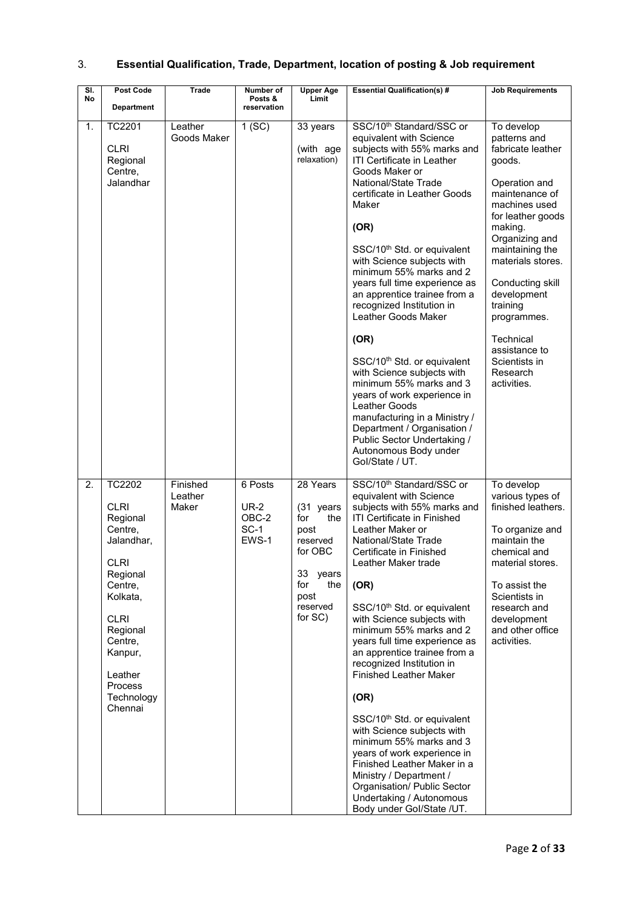3. **Essential Qualification, Trade, Department, location of posting & Job requirement**

| Sl. No | Post Code<br>Department | Trade | Number of Posts & reservation | Upper Age Limit | Essential Qualification(s) # | Job Requirements |
|---|---|---|---|---|---|---|
| 1. | TC2201<br>CLRI Regional Centre, Jalandhar | Leather Goods Maker | 1 (SC) | 33 years<br>(with age relaxation) | SSC/10th Standard/SSC or equivalent with Science subjects with 55% marks and ITI Certificate in Leather Goods Maker or National/State Trade certificate in Leather Goods Maker<br>**(OR)**<br>SSC/10th Std. or equivalent with Science subjects with minimum 55% marks and 2 years full time experience as an apprentice trainee from a recognized Institution in Leather Goods Maker<br>**(OR)**<br>SSC/10th Std. or equivalent with Science subjects with minimum 55% marks and 3 years of work experience in Leather Goods manufacturing in a Ministry / Department / Organisation / Public Sector Undertaking / Autonomous Body under GoI/State / UT. | To develop patterns and fabricate leather goods.<br>Operation and maintenance of machines used for leather goods making. Organizing and maintaining the materials stores.<br>Conducting skill development training programmes.<br>Technical assistance to Scientists in Research activities. |
| 2. | TC2202<br>CLRI Regional Centre, Jalandhar,<br>CLRI Regional Centre, Kolkata,<br>CLRI Regional Centre, Kanpur,<br>Leather Process Technology Chennai | Finished Leather Maker | 6 Posts<br>UR-2<br>OBC-2<br>SC-1<br>EWS-1 | 28 Years<br>(31 years for the post reserved for OBC<br>33 years for the post reserved for SC) | SSC/10th Standard/SSC or equivalent with Science subjects with 55% marks and ITI Certificate in Finished Leather Maker or National/State Trade Certificate in Finished Leather Maker trade<br>**(OR)**<br>SSC/10th Std. or equivalent with Science subjects with minimum 55% marks and 2 years full time experience as an apprentice trainee from a recognized Institution in Finished Leather Maker<br>**(OR)**<br>SSC/10th Std. or equivalent with Science subjects with minimum 55% marks and 3 years of work experience in Finished Leather Maker in a Ministry / Department / Organisation/ Public Sector Undertaking / Autonomous Body under GoI/State /UT. | To develop various types of finished leathers.<br>To organize and maintain the chemical and material stores.<br>To assist the Scientists in research and development and other office activities. |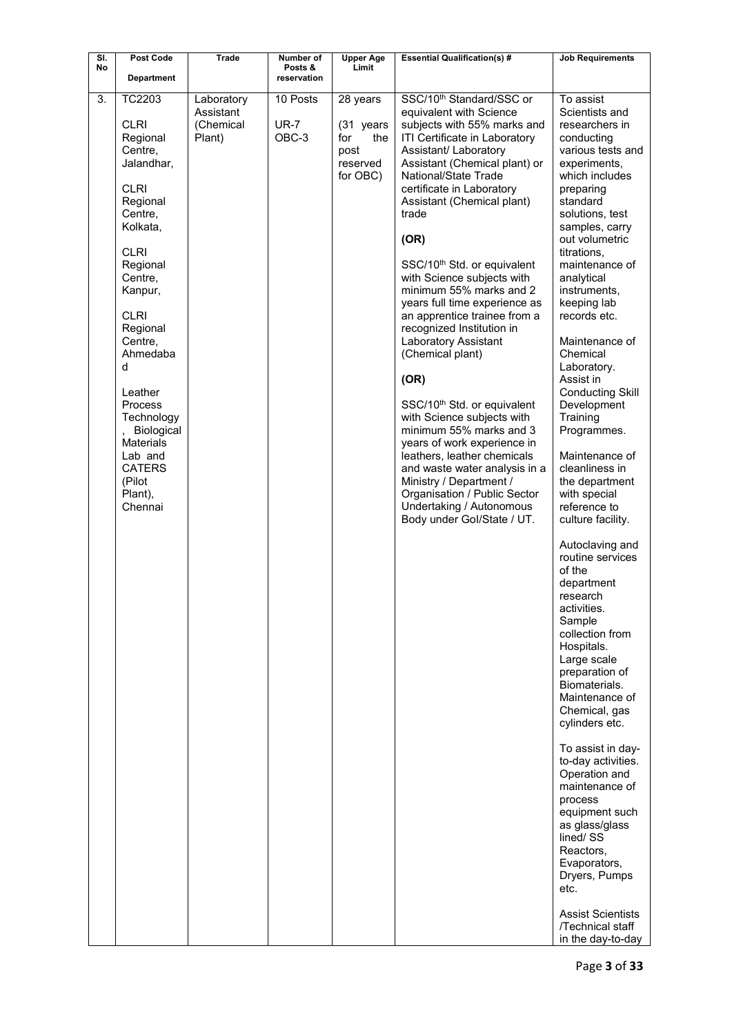| Sl. No | Post Code<br><br>Department | Trade | Number of Posts & reservation | Upper Age Limit | Essential Qualification(s) # | Job Requirements |
|---|---|---|---|---|---|---|
| 3. | TC2203<br><br>CLRI Regional Centre, Jalandhar,<br><br>CLRI Regional Centre, Kolkata,<br><br>CLRI Regional Centre, Kanpur,<br><br>CLRI Regional Centre, Ahmedabad<br><br>Leather Process Technology, Biological Materials Lab and CATERS (Pilot Plant), Chennai | Laboratory Assistant (Chemical Plant) | 10 Posts<br><br>UR-7<br>OBC-3 | 28 years<br><br>(31 years for the post reserved for OBC) | SSC/10th Standard/SSC or equivalent with Science subjects with 55% marks and ITI Certificate in Laboratory Assistant/ Laboratory Assistant (Chemical plant) or National/State Trade certificate in Laboratory Assistant (Chemical plant) trade<br><br>**(OR)**<br><br>SSC/10th Std. or equivalent with Science subjects with minimum 55% marks and 2 years full time experience as an apprentice trainee from a recognized Institution in Laboratory Assistant (Chemical plant)<br><br>**(OR)**<br><br>SSC/10th Std. or equivalent with Science subjects with minimum 55% marks and 3 years of work experience in leathers, leather chemicals and waste water analysis in a Ministry / Department / Organisation / Public Sector Undertaking / Autonomous Body under GoI/State / UT. | To assist Scientists and researchers in conducting various tests and experiments, which includes preparing standard solutions, test samples, carry out volumetric titrations, maintenance of analytical instruments, keeping lab records etc.<br><br>Maintenance of Chemical Laboratory. Assist in Conducting Skill Development Training Programmes.<br><br>Maintenance of cleanliness in the department with special reference to culture facility.<br><br>Autoclaving and routine services of the department research activities. Sample collection from Hospitals. Large scale preparation of Biomaterials. Maintenance of Chemical, gas cylinders etc.<br><br>To assist in day-to-day activities. Operation and maintenance of process equipment such as glass/glass lined/ SS Reactors, Evaporators, Dryers, Pumps etc.<br><br>Assist Scientists /Technical staff in the day-to-day |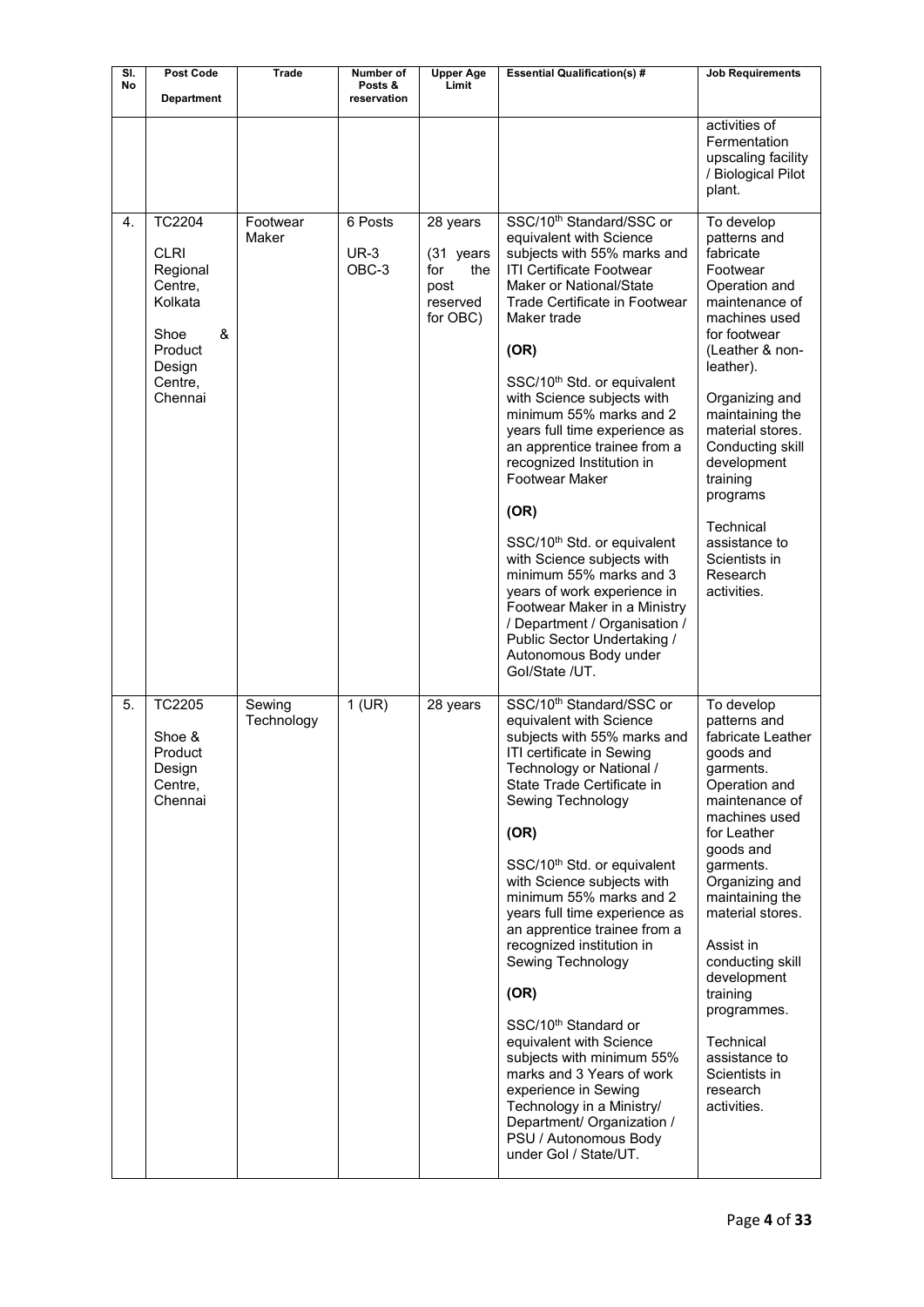| Sl. No | Post Code Department | Trade | Number of Posts & reservation | Upper Age Limit | Essential Qualification(s) # | Job Requirements |
|---|---|---|---|---|---|---|
| | | | | | | activities of Fermentation upscaling facility / Biological Pilot plant. |
| 4. | TC2204 CLRI Regional Centre, Kolkata Shoe & Product Design Centre, Chennai | Footwear Maker | 6 Posts UR-3 OBC-3 | 28 years (31 years for the post reserved for OBC) | SSC/10th Standard/SSC or equivalent with Science subjects with 55% marks and ITI Certificate Footwear Maker or National/State Trade Certificate in Footwear Maker trade **(OR)** SSC/10th Std. or equivalent with Science subjects with minimum 55% marks and 2 years full time experience as an apprentice trainee from a recognized Institution in Footwear Maker **(OR)** SSC/10th Std. or equivalent with Science subjects with minimum 55% marks and 3 years of work experience in Footwear Maker in a Ministry / Department / Organisation / Public Sector Undertaking / Autonomous Body under GoI/State /UT. | To develop patterns and fabricate Footwear Operation and maintenance of machines used for footwear (Leather & non-leather). Organizing and maintaining the material stores. Conducting skill development training programs Technical assistance to Scientists in Research activities. |
| 5. | TC2205 Shoe & Product Design Centre, Chennai | Sewing Technology | 1 (UR) | 28 years | SSC/10th Standard/SSC or equivalent with Science subjects with 55% marks and ITI certificate in Sewing Technology or National / State Trade Certificate in Sewing Technology **(OR)** SSC/10th Std. or equivalent with Science subjects with minimum 55% marks and 2 years full time experience as an apprentice trainee from a recognized institution in Sewing Technology **(OR)** SSC/10th Standard or equivalent with Science subjects with minimum 55% marks and 3 Years of work experience in Sewing Technology in a Ministry/ Department/ Organization / PSU / Autonomous Body under GoI / State/UT. | To develop patterns and fabricate Leather goods and garments. Operation and maintenance of machines used for Leather goods and garments. Organizing and maintaining the material stores. Assist in conducting skill development training programmes. Technical assistance to Scientists in research activities. |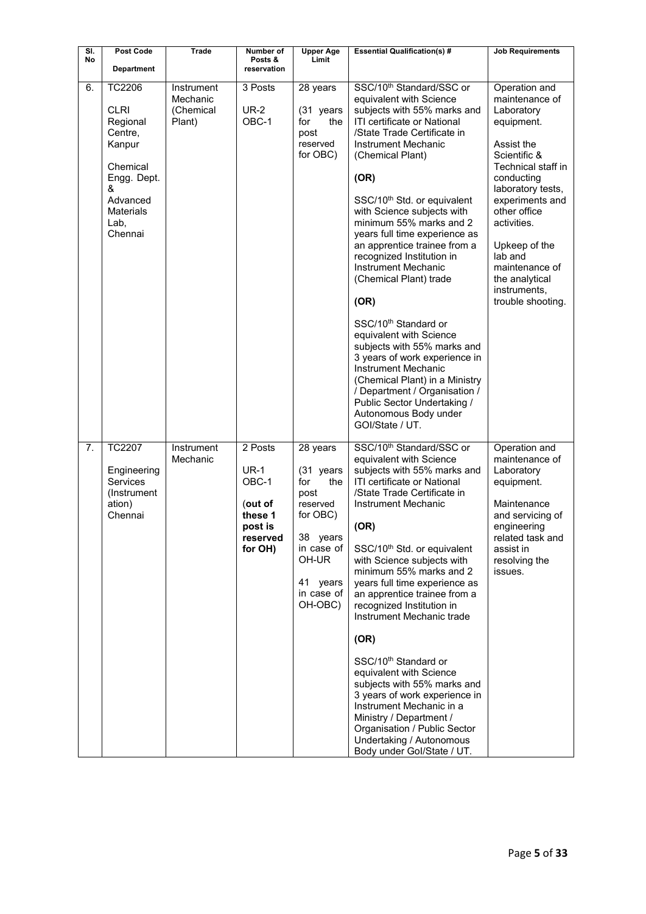| Sl. No | Post Code Department | Trade | Number of Posts & reservation | Upper Age Limit | Essential Qualification(s) # | Job Requirements |
|---|---|---|---|---|---|---|
| 6. | TC2206 CLRI Regional Centre, Kanpur Chemical Engg. Dept. & Advanced Materials Lab, Chennai | Instrument Mechanic (Chemical Plant) | 3 Posts UR-2 OBC-1 | 28 years (31 years for the post reserved for OBC) | SSC/10th Standard/SSC or equivalent with Science subjects with 55% marks and ITI certificate or National /State Trade Certificate in Instrument Mechanic (Chemical Plant) **(OR)** SSC/10th Std. or equivalent with Science subjects with minimum 55% marks and 2 years full time experience as an apprentice trainee from a recognized Institution in Instrument Mechanic (Chemical Plant) trade **(OR)** SSC/10th Standard or equivalent with Science subjects with 55% marks and 3 years of work experience in Instrument Mechanic (Chemical Plant) in a Ministry / Department / Organisation / Public Sector Undertaking / Autonomous Body under GOI/State / UT. | Operation and maintenance of Laboratory equipment. Assist the Scientific & Technical staff in conducting laboratory tests, experiments and other office activities. Upkeep of the lab and maintenance of the analytical instruments, trouble shooting. |
| 7. | TC2207 Engineering Services (Instrumentation) Chennai | Instrument Mechanic | 2 Posts UR-1 OBC-1 **(out of these 1 post is reserved for OH)** | 28 years (31 years for the post reserved for OBC) 38 years in case of OH-UR 41 years in case of OH-OBC) | SSC/10th Standard/SSC or equivalent with Science subjects with 55% marks and ITI certificate or National /State Trade Certificate in Instrument Mechanic **(OR)** SSC/10th Std. or equivalent with Science subjects with minimum 55% marks and 2 years full time experience as an apprentice trainee from a recognized Institution in Instrument Mechanic trade **(OR)** SSC/10th Standard or equivalent with Science subjects with 55% marks and 3 years of work experience in Instrument Mechanic in a Ministry / Department / Organisation / Public Sector Undertaking / Autonomous Body under GoI/State / UT. | Operation and maintenance of Laboratory equipment. Maintenance and servicing of engineering related task and assist in resolving the issues. |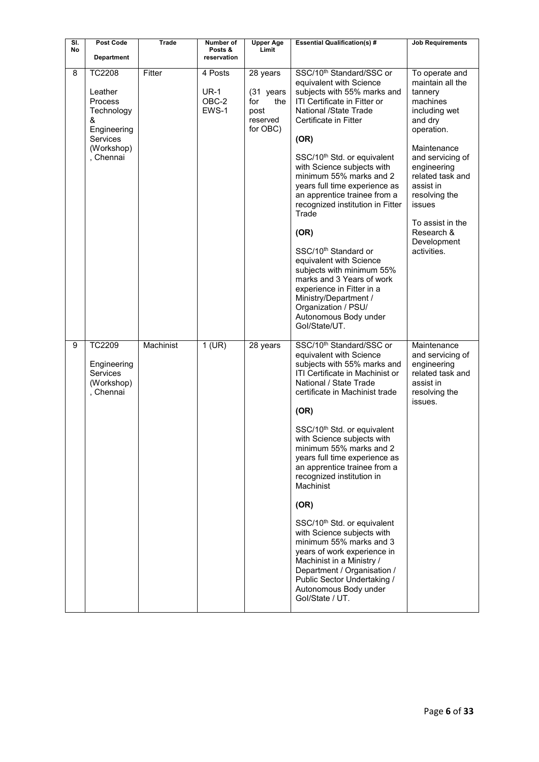| Sl. No | Post Code<br><br>Department | Trade | Number of Posts & reservation | Upper Age Limit | Essential Qualification(s) # | Job Requirements |
|---|---|---|---|---|---|---|
| 8 | TC2208<br><br>Leather Process Technology & Engineering Services (Workshop), Chennai | Fitter | 4 Posts<br><br>UR-1<br>OBC-2<br>EWS-1 | 28 years<br><br>(31 years for the post reserved for OBC) | SSC/10th Standard/SSC or equivalent with Science subjects with 55% marks and ITI Certificate in Fitter or National /State Trade Certificate in Fitter<br><br>**(OR)**<br><br>SSC/10th Std. or equivalent with Science subjects with minimum 55% marks and 2 years full time experience as an apprentice trainee from a recognized institution in Fitter Trade<br><br>**(OR)**<br><br>SSC/10th Standard or equivalent with Science subjects with minimum 55% marks and 3 Years of work experience in Fitter in a Ministry/Department / Organization / PSU/ Autonomous Body under GoI/State/UT. | To operate and maintain all the tannery machines including wet and dry operation.<br><br>Maintenance and servicing of engineering related task and assist in resolving the issues<br><br>To assist in the Research & Development activities. |
| 9 | TC2209<br><br>Engineering Services (Workshop), Chennai | Machinist | 1 (UR) | 28 years | SSC/10th Standard/SSC or equivalent with Science subjects with 55% marks and ITI Certificate in Machinist or National / State Trade certificate in Machinist trade<br><br>**(OR)**<br><br>SSC/10th Std. or equivalent with Science subjects with minimum 55% marks and 2 years full time experience as an apprentice trainee from a recognized institution in Machinist<br><br>**(OR)**<br><br>SSC/10th Std. or equivalent with Science subjects with minimum 55% marks and 3 years of work experience in Machinist in a Ministry / Department / Organisation / Public Sector Undertaking / Autonomous Body under GoI/State / UT. | Maintenance and servicing of engineering related task and assist in resolving the issues. |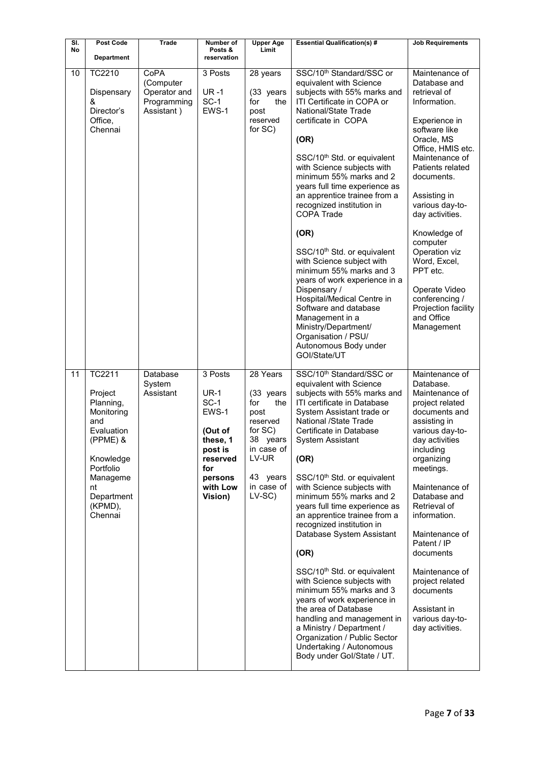| Sl. No | Post Code<br>Department | Trade | Number of Posts & reservation | Upper Age Limit | Essential Qualification(s) # | Job Requirements |
|---|---|---|---|---|---|---|
| 10 | TC2210<br><br>Dispensary & Director's Office, Chennai | CoPA (Computer Operator and Programming Assistant ) | 3 Posts<br><br>UR -1<br>SC-1<br>EWS-1 | 28 years<br><br>(33 years for the post reserved for SC) | SSC/10th Standard/SSC or equivalent with Science subjects with 55% marks and ITI Certificate in COPA or National/State Trade certificate in COPA<br><br>**(OR)**<br><br>SSC/10th Std. or equivalent with Science subjects with minimum 55% marks and 2 years full time experience as an apprentice trainee from a recognized institution in COPA Trade<br><br>**(OR)**<br><br>SSC/10th Std. or equivalent with Science subject with minimum 55% marks and 3 years of work experience in a Dispensary / Hospital/Medical Centre in Software and database Management in a Ministry/Department/ Organisation / PSU/ Autonomous Body under GOI/State/UT | Maintenance of Database and retrieval of Information.<br><br>Experience in software like Oracle, MS Office, HMIS etc. Maintenance of Patients related documents.<br><br>Assisting in various day-to-day activities.<br><br>Knowledge of computer Operation viz Word, Excel, PPT etc.<br><br>Operate Video conferencing / Projection facility and Office Management |
| 11 | TC2211<br><br>Project Planning, Monitoring and Evaluation (PPME) &<br><br>Knowledge Portfolio Management Department (KPMD), Chennai | Database System Assistant | 3 Posts<br><br>UR-1<br>SC-1<br>EWS-1<br><br>**(Out of these, 1 post is reserved for persons with Low Vision)** | 28 Years<br><br>(33 years for the post reserved for SC)<br>38 years in case of LV-UR<br><br>43 years in case of LV-SC) | SSC/10th Standard/SSC or equivalent with Science subjects with 55% marks and ITI certificate in Database System Assistant trade or National /State Trade Certificate in Database System Assistant<br><br>**(OR)**<br><br>SSC/10th Std. or equivalent with Science subjects with minimum 55% marks and 2 years full time experience as an apprentice trainee from a recognized institution in Database System Assistant<br><br>**(OR)**<br><br>SSC/10th Std. or equivalent with Science subjects with minimum 55% marks and 3 years of work experience in the area of Database handling and management in a Ministry / Department / Organization / Public Sector Undertaking / Autonomous Body under GoI/State / UT. | Maintenance of Database. Maintenance of project related documents and assisting in various day-to-day activities including organizing meetings.<br><br>Maintenance of Database and Retrieval of information.<br><br>Maintenance of Patent / IP documents<br><br>Maintenance of project related documents<br><br>Assistant in various day-to-day activities. |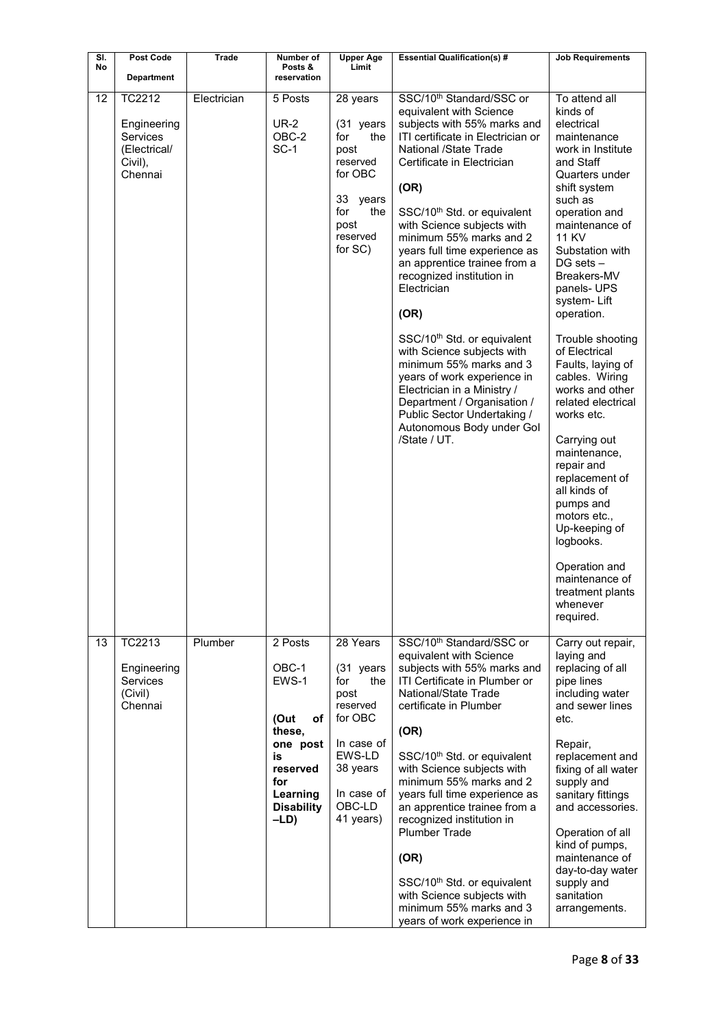| Sl. No | Post Code<br>Department | Trade | Number of Posts & reservation | Upper Age Limit | Essential Qualification(s) # | Job Requirements |
|---|---|---|---|---|---|---|
| 12 | TC2212<br><br>Engineering Services (Electrical/ Civil), Chennai | Electrician | 5 Posts<br><br>UR-2<br>OBC-2<br>SC-1 | 28 years<br><br>(31 years for the post reserved for OBC<br><br>33 years for the post reserved for SC) | SSC/10th Standard/SSC or equivalent with Science subjects with 55% marks and ITI certificate in Electrician or National /State Trade Certificate in Electrician<br><br>**(OR)**<br><br>SSC/10th Std. or equivalent with Science subjects with minimum 55% marks and 2 years full time experience as an apprentice trainee from a recognized institution in Electrician<br><br>**(OR)**<br><br>SSC/10th Std. or equivalent with Science subjects with minimum 55% marks and 3 years of work experience in Electrician in a Ministry / Department / Organisation / Public Sector Undertaking / Autonomous Body under GoI /State / UT. | To attend all kinds of electrical maintenance work in Institute and Staff Quarters under shift system such as operation and maintenance of 11 KV Substation with DG sets – Breakers-MV panels- UPS system- Lift operation.<br><br>Trouble shooting of Electrical Faults, laying of cables. Wiring works and other related electrical works etc.<br><br>Carrying out maintenance, repair and replacement of all kinds of pumps and motors etc., Up-keeping of logbooks.<br><br>Operation and maintenance of treatment plants whenever required. |
| 13 | TC2213<br><br>Engineering Services (Civil) Chennai | Plumber | 2 Posts<br><br>OBC-1<br>EWS-1<br><br>**(Out of these, one post is reserved for Learning Disability –LD)** | 28 Years<br><br>(31 years for the post reserved for OBC<br><br>In case of EWS-LD 38 years<br><br>In case of OBC-LD 41 years) | SSC/10th Standard/SSC or equivalent with Science subjects with 55% marks and ITI Certificate in Plumber or National/State Trade certificate in Plumber<br><br>**(OR)**<br><br>SSC/10th Std. or equivalent with Science subjects with minimum 55% marks and 2 years full time experience as an apprentice trainee from a recognized institution in Plumber Trade<br><br>**(OR)**<br><br>SSC/10th Std. or equivalent with Science subjects with minimum 55% marks and 3 years of work experience in | Carry out repair, laying and replacing of all pipe lines including water and sewer lines etc.<br><br>Repair, replacement and fixing of all water supply and sanitary fittings and accessories.<br><br>Operation of all kind of pumps, maintenance of day-to-day water supply and sanitation arrangements. |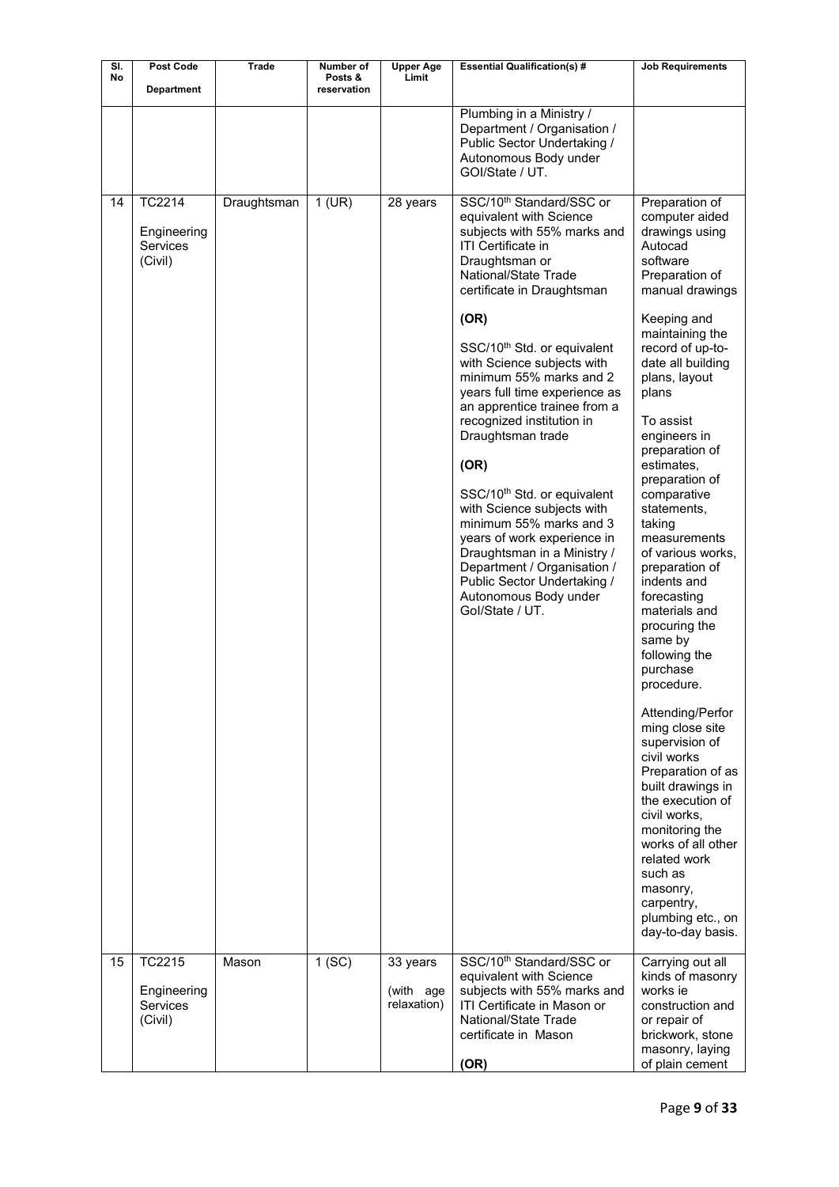| Sl. No | Post Code<br>Department | Trade | Number of Posts & reservation | Upper Age Limit | Essential Qualification(s) # | Job Requirements |
|---|---|---|---|---|---|---|
| | | | | | Plumbing in a Ministry / Department / Organisation / Public Sector Undertaking / Autonomous Body under GOI/State / UT. | |
| 14 | TC2214<br>Engineering Services (Civil) | Draughtsman | 1 (UR) | 28 years | SSC/10th Standard/SSC or equivalent with Science subjects with 55% marks and ITI Certificate in Draughtsman or National/State Trade certificate in Draughtsman<br>**(OR)**<br>SSC/10th Std. or equivalent with Science subjects with minimum 55% marks and 2 years full time experience as an apprentice trainee from a recognized institution in Draughtsman trade<br>**(OR)**<br>SSC/10th Std. or equivalent with Science subjects with minimum 55% marks and 3 years of work experience in Draughtsman in a Ministry / Department / Organisation / Public Sector Undertaking / Autonomous Body under GoI/State / UT. | Preparation of computer aided drawings using Autocad software Preparation of manual drawings<br>Keeping and maintaining the record of up-to-date all building plans, layout plans<br>To assist engineers in preparation of estimates, preparation of comparative statements, taking measurements of various works, preparation of indents and forecasting materials and procuring the same by following the purchase procedure.<br>Attending/Performing close site supervision of civil works Preparation of as built drawings in the execution of civil works, monitoring the works of all other related work such as masonry, carpentry, plumbing etc., on day-to-day basis. |
| 15 | TC2215<br>Engineering Services (Civil) | Mason | 1 (SC) | 33 years (with age relaxation) | SSC/10th Standard/SSC or equivalent with Science subjects with 55% marks and ITI Certificate in Mason or National/State Trade certificate in Mason<br>**(OR)** | Carrying out all kinds of masonry works ie construction and or repair of brickwork, stone masonry, laying of plain cement |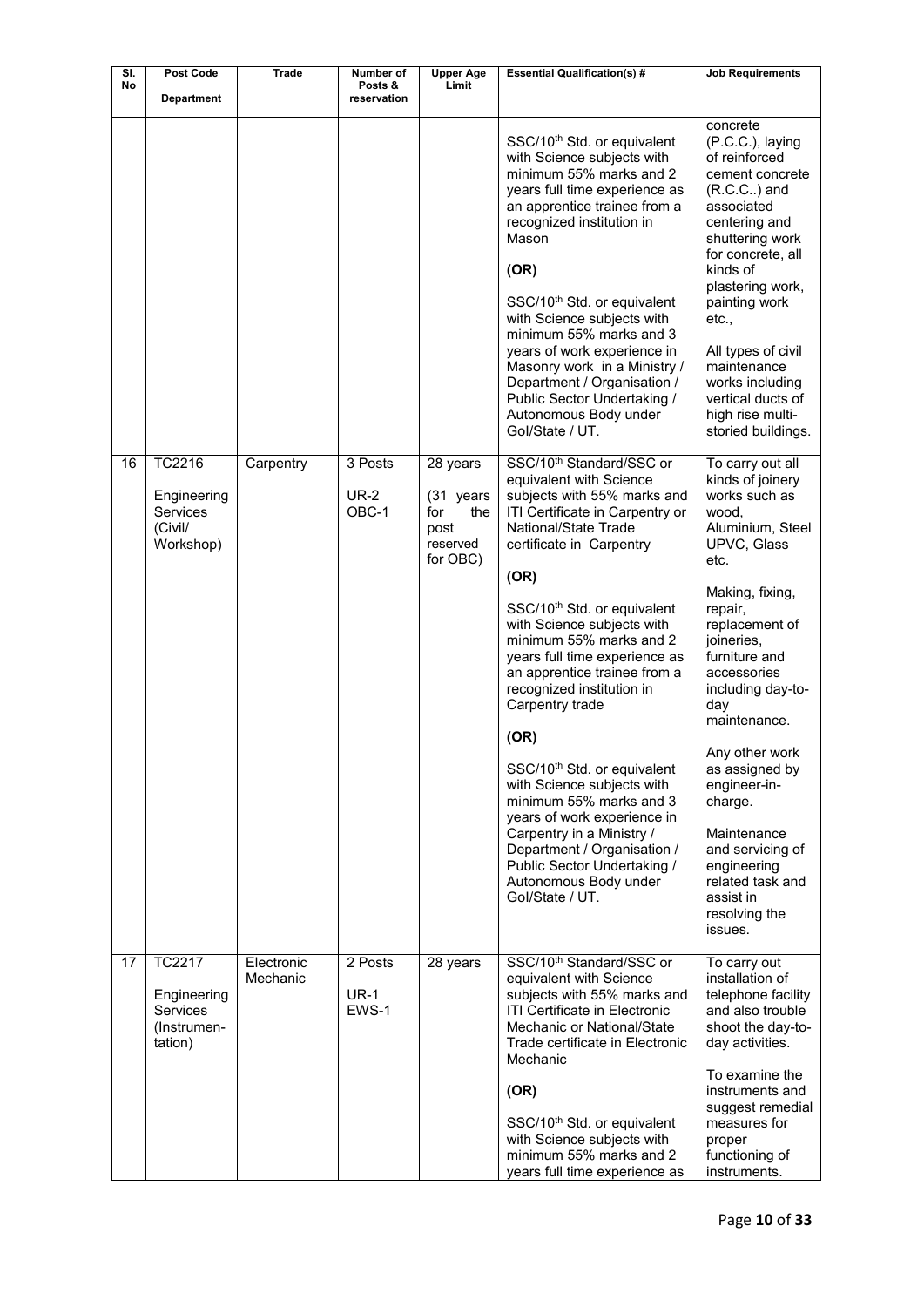| Sl. No | Post Code<br><br>Department | Trade | Number of Posts & reservation | Upper Age Limit | Essential Qualification(s) # | Job Requirements |
|---|---|---|---|---|---|---|
| | | | | | SSC/10th Std. or equivalent with Science subjects with minimum 55% marks and 2 years full time experience as an apprentice trainee from a recognized institution in Mason<br><br>**(OR)**<br><br>SSC/10th Std. or equivalent with Science subjects with minimum 55% marks and 3 years of work experience in Masonry work in a Ministry / Department / Organisation / Public Sector Undertaking / Autonomous Body under GoI/State / UT. | concrete (P.C.C.), laying of reinforced cement concrete (R.C.C..) and associated centering and shuttering work for concrete, all kinds of plastering work, painting work etc.,<br><br>All types of civil maintenance works including vertical ducts of high rise multi-storied buildings. |
| 16 | TC2216<br><br>Engineering Services (Civil/ Workshop) | Carpentry | 3 Posts<br><br>UR-2<br>OBC-1 | 28 years<br><br>(31 years for the post reserved for OBC) | SSC/10th Standard/SSC or equivalent with Science subjects with 55% marks and ITI Certificate in Carpentry or National/State Trade certificate in Carpentry<br><br>**(OR)**<br><br>SSC/10th Std. or equivalent with Science subjects with minimum 55% marks and 2 years full time experience as an apprentice trainee from a recognized institution in Carpentry trade<br><br>**(OR)**<br><br>SSC/10th Std. or equivalent with Science subjects with minimum 55% marks and 3 years of work experience in Carpentry in a Ministry / Department / Organisation / Public Sector Undertaking / Autonomous Body under GoI/State / UT. | To carry out all kinds of joinery works such as wood, Aluminium, Steel UPVC, Glass etc.<br><br>Making, fixing, repair, replacement of joineries, furniture and accessories including day-to-day maintenance.<br><br>Any other work as assigned by engineer-in-charge.<br><br>Maintenance and servicing of engineering related task and assist in resolving the issues. |
| 17 | TC2217<br><br>Engineering Services (Instrumen-tation) | Electronic Mechanic | 2 Posts<br><br>UR-1<br>EWS-1 | 28 years | SSC/10th Standard/SSC or equivalent with Science subjects with 55% marks and ITI Certificate in Electronic Mechanic or National/State Trade certificate in Electronic Mechanic<br><br>**(OR)**<br><br>SSC/10th Std. or equivalent with Science subjects with minimum 55% marks and 2 years full time experience as | To carry out installation of telephone facility and also trouble shoot the day-to-day activities.<br><br>To examine the instruments and suggest remedial measures for proper functioning of instruments. |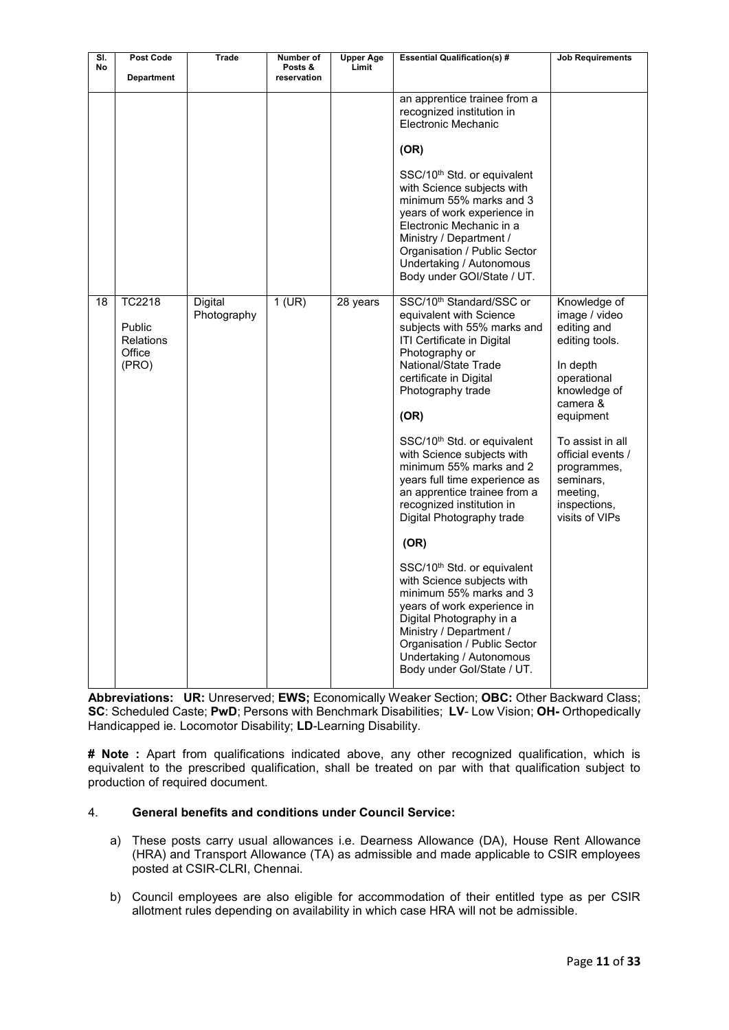| Sl. No | Post Code<br><br>Department | Trade | Number of Posts & reservation | Upper Age Limit | Essential Qualification(s) # | Job Requirements |
|---|---|---|---|---|---|---|
| | | | | | an apprentice trainee from a recognized institution in Electronic Mechanic<br><br>**(OR)**<br><br>SSC/10th Std. or equivalent with Science subjects with minimum 55% marks and 3 years of work experience in Electronic Mechanic in a Ministry / Department / Organisation / Public Sector Undertaking / Autonomous Body under GOI/State / UT. | |
| 18 | TC2218<br><br>Public Relations Office (PRO) | Digital Photography | 1 (UR) | 28 years | SSC/10th Standard/SSC or equivalent with Science subjects with 55% marks and ITI Certificate in Digital Photography or National/State Trade certificate in Digital Photography trade<br><br>**(OR)**<br><br>SSC/10th Std. or equivalent with Science subjects with minimum 55% marks and 2 years full time experience as an apprentice trainee from a recognized institution in Digital Photography trade<br><br>**(OR)**<br><br>SSC/10th Std. or equivalent with Science subjects with minimum 55% marks and 3 years of work experience in Digital Photography in a Ministry / Department / Organisation / Public Sector Undertaking / Autonomous Body under GoI/State / UT. | Knowledge of image / video editing and editing tools.<br><br>In depth operational knowledge of camera & equipment<br><br>To assist in all official events / programmes, seminars, meeting, inspections, visits of VIPs |

**Abbreviations: UR:** Unreserved; **EWS;** Economically Weaker Section; **OBC:** Other Backward Class; **SC**: Scheduled Caste; **PwD**; Persons with Benchmark Disabilities; **LV**- Low Vision; **OH-** Orthopedically Handicapped ie. Locomotor Disability; **LD**-Learning Disability.

**# Note :** Apart from qualifications indicated above, any other recognized qualification, which is equivalent to the prescribed qualification, shall be treated on par with that qualification subject to production of required document.

4. **General benefits and conditions under Council Service:**

a) These posts carry usual allowances i.e. Dearness Allowance (DA), House Rent Allowance (HRA) and Transport Allowance (TA) as admissible and made applicable to CSIR employees posted at CSIR-CLRI, Chennai.

b) Council employees are also eligible for accommodation of their entitled type as per CSIR allotment rules depending on availability in which case HRA will not be admissible.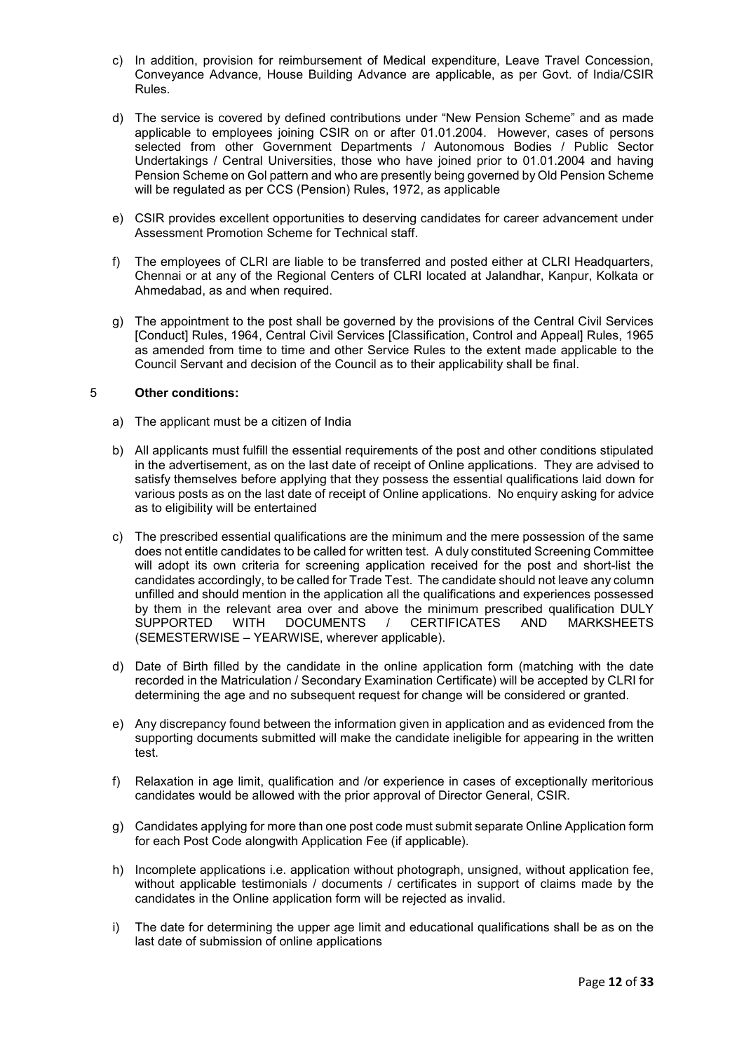c) In addition, provision for reimbursement of Medical expenditure, Leave Travel Concession, Conveyance Advance, House Building Advance are applicable, as per Govt. of India/CSIR Rules.

d) The service is covered by defined contributions under "New Pension Scheme" and as made applicable to employees joining CSIR on or after 01.01.2004. However, cases of persons selected from other Government Departments / Autonomous Bodies / Public Sector Undertakings / Central Universities, those who have joined prior to 01.01.2004 and having Pension Scheme on GoI pattern and who are presently being governed by Old Pension Scheme will be regulated as per CCS (Pension) Rules, 1972, as applicable

e) CSIR provides excellent opportunities to deserving candidates for career advancement under Assessment Promotion Scheme for Technical staff.

f) The employees of CLRI are liable to be transferred and posted either at CLRI Headquarters, Chennai or at any of the Regional Centers of CLRI located at Jalandhar, Kanpur, Kolkata or Ahmedabad, as and when required.

g) The appointment to the post shall be governed by the provisions of the Central Civil Services [Conduct] Rules, 1964, Central Civil Services [Classification, Control and Appeal] Rules, 1965 as amended from time to time and other Service Rules to the extent made applicable to the Council Servant and decision of the Council as to their applicability shall be final.

5 **Other conditions:**

a) The applicant must be a citizen of India

b) All applicants must fulfill the essential requirements of the post and other conditions stipulated in the advertisement, as on the last date of receipt of Online applications. They are advised to satisfy themselves before applying that they possess the essential qualifications laid down for various posts as on the last date of receipt of Online applications. No enquiry asking for advice as to eligibility will be entertained

c) The prescribed essential qualifications are the minimum and the mere possession of the same does not entitle candidates to be called for written test. A duly constituted Screening Committee will adopt its own criteria for screening application received for the post and short-list the candidates accordingly, to be called for Trade Test. The candidate should not leave any column unfilled and should mention in the application all the qualifications and experiences possessed by them in the relevant area over and above the minimum prescribed qualification DULY SUPPORTED WITH DOCUMENTS / CERTIFICATES AND MARKSHEETS (SEMESTERWISE – YEARWISE, wherever applicable).

d) Date of Birth filled by the candidate in the online application form (matching with the date recorded in the Matriculation / Secondary Examination Certificate) will be accepted by CLRI for determining the age and no subsequent request for change will be considered or granted.

e) Any discrepancy found between the information given in application and as evidenced from the supporting documents submitted will make the candidate ineligible for appearing in the written test.

f) Relaxation in age limit, qualification and /or experience in cases of exceptionally meritorious candidates would be allowed with the prior approval of Director General, CSIR.

g) Candidates applying for more than one post code must submit separate Online Application form for each Post Code alongwith Application Fee (if applicable).

h) Incomplete applications i.e. application without photograph, unsigned, without application fee, without applicable testimonials / documents / certificates in support of claims made by the candidates in the Online application form will be rejected as invalid.

i) The date for determining the upper age limit and educational qualifications shall be as on the last date of submission of online applications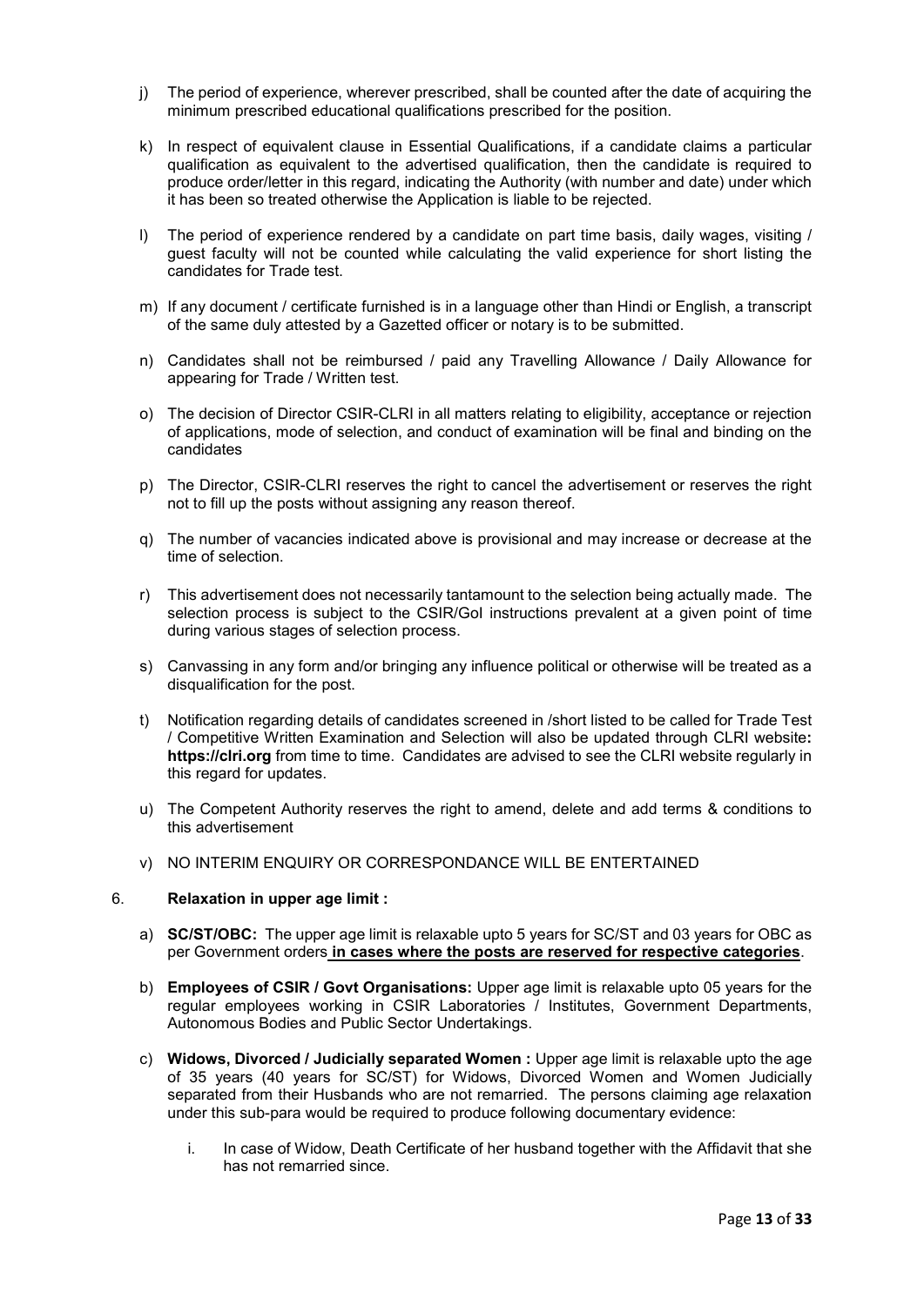j) The period of experience, wherever prescribed, shall be counted after the date of acquiring the minimum prescribed educational qualifications prescribed for the position.

k) In respect of equivalent clause in Essential Qualifications, if a candidate claims a particular qualification as equivalent to the advertised qualification, then the candidate is required to produce order/letter in this regard, indicating the Authority (with number and date) under which it has been so treated otherwise the Application is liable to be rejected.

l) The period of experience rendered by a candidate on part time basis, daily wages, visiting / guest faculty will not be counted while calculating the valid experience for short listing the candidates for Trade test.

m) If any document / certificate furnished is in a language other than Hindi or English, a transcript of the same duly attested by a Gazetted officer or notary is to be submitted.

n) Candidates shall not be reimbursed / paid any Travelling Allowance / Daily Allowance for appearing for Trade / Written test.

o) The decision of Director CSIR-CLRI in all matters relating to eligibility, acceptance or rejection of applications, mode of selection, and conduct of examination will be final and binding on the candidates

p) The Director, CSIR-CLRI reserves the right to cancel the advertisement or reserves the right not to fill up the posts without assigning any reason thereof.

q) The number of vacancies indicated above is provisional and may increase or decrease at the time of selection.

r) This advertisement does not necessarily tantamount to the selection being actually made. The selection process is subject to the CSIR/GoI instructions prevalent at a given point of time during various stages of selection process.

s) Canvassing in any form and/or bringing any influence political or otherwise will be treated as a disqualification for the post.

t) Notification regarding details of candidates screened in /short listed to be called for Trade Test / Competitive Written Examination and Selection will also be updated through CLRI website**: https://clri.org** from time to time. Candidates are advised to see the CLRI website regularly in this regard for updates.

u) The Competent Authority reserves the right to amend, delete and add terms & conditions to this advertisement

v) NO INTERIM ENQUIRY OR CORRESPONDANCE WILL BE ENTERTAINED

6. **Relaxation in upper age limit :**

a) **SC/ST/OBC:** The upper age limit is relaxable upto 5 years for SC/ST and 03 years for OBC as per Government orders **in cases where the posts are reserved for respective categories**.

b) **Employees of CSIR / Govt Organisations:** Upper age limit is relaxable upto 05 years for the regular employees working in CSIR Laboratories / Institutes, Government Departments, Autonomous Bodies and Public Sector Undertakings.

c) **Widows, Divorced / Judicially separated Women :** Upper age limit is relaxable upto the age of 35 years (40 years for SC/ST) for Widows, Divorced Women and Women Judicially separated from their Husbands who are not remarried. The persons claiming age relaxation under this sub-para would be required to produce following documentary evidence:

   i. In case of Widow, Death Certificate of her husband together with the Affidavit that she has not remarried since.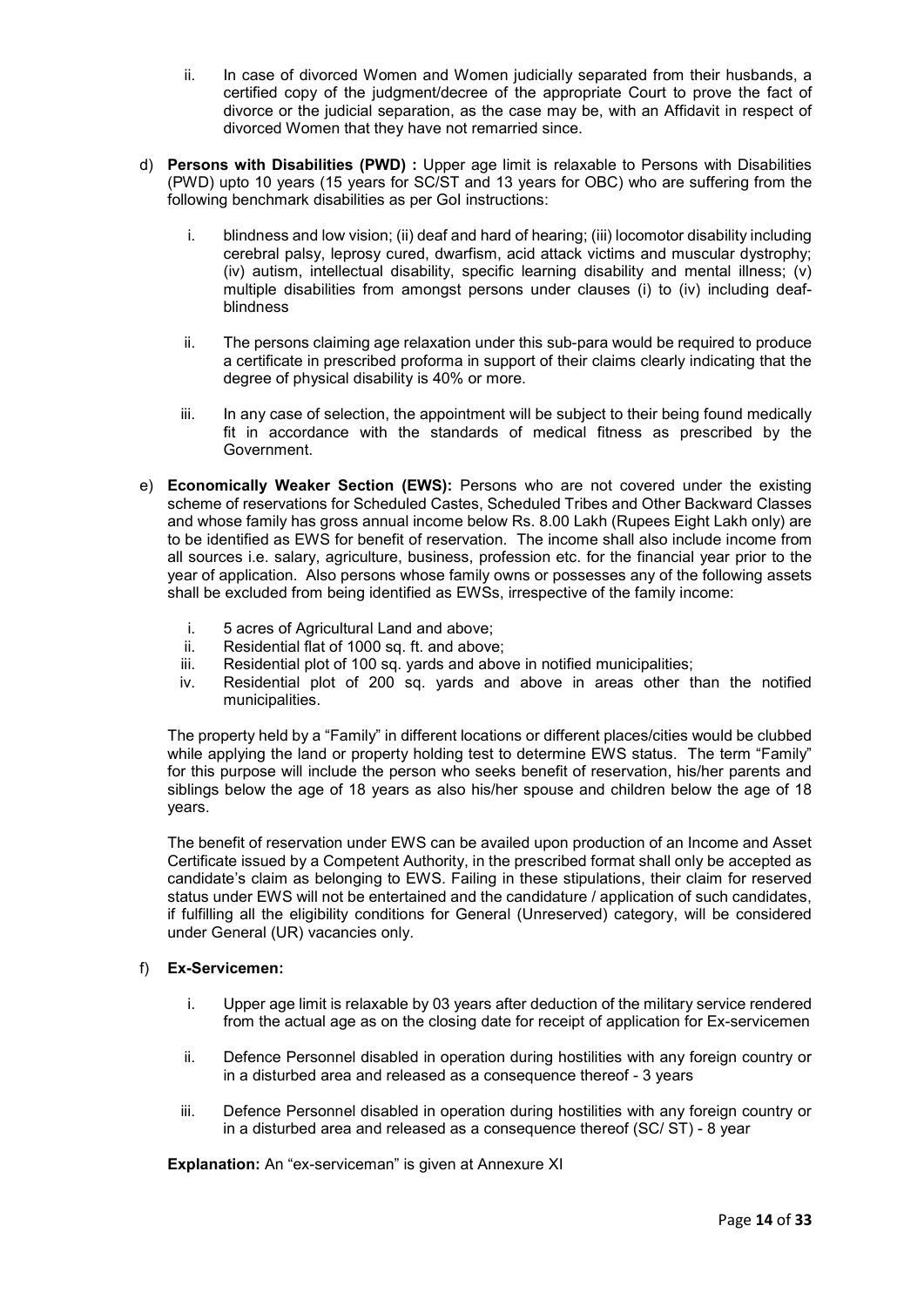ii. In case of divorced Women and Women judicially separated from their husbands, a certified copy of the judgment/decree of the appropriate Court to prove the fact of divorce or the judicial separation, as the case may be, with an Affidavit in respect of divorced Women that they have not remarried since.

d) **Persons with Disabilities (PWD) :** Upper age limit is relaxable to Persons with Disabilities (PWD) upto 10 years (15 years for SC/ST and 13 years for OBC) who are suffering from the following benchmark disabilities as per GoI instructions:

   i. blindness and low vision; (ii) deaf and hard of hearing; (iii) locomotor disability including cerebral palsy, leprosy cured, dwarfism, acid attack victims and muscular dystrophy; (iv) autism, intellectual disability, specific learning disability and mental illness; (v) multiple disabilities from amongst persons under clauses (i) to (iv) including deaf-blindness

   ii. The persons claiming age relaxation under this sub-para would be required to produce a certificate in prescribed proforma in support of their claims clearly indicating that the degree of physical disability is 40% or more.

   iii. In any case of selection, the appointment will be subject to their being found medically fit in accordance with the standards of medical fitness as prescribed by the Government.

e) **Economically Weaker Section (EWS):** Persons who are not covered under the existing scheme of reservations for Scheduled Castes, Scheduled Tribes and Other Backward Classes and whose family has gross annual income below Rs. 8.00 Lakh (Rupees Eight Lakh only) are to be identified as EWS for benefit of reservation. The income shall also include income from all sources i.e. salary, agriculture, business, profession etc. for the financial year prior to the year of application. Also persons whose family owns or possesses any of the following assets shall be excluded from being identified as EWSs, irrespective of the family income:

   i. 5 acres of Agricultural Land and above;
   ii. Residential flat of 1000 sq. ft. and above;
   iii. Residential plot of 100 sq. yards and above in notified municipalities;
   iv. Residential plot of 200 sq. yards and above in areas other than the notified municipalities.

   The property held by a "Family" in different locations or different places/cities would be clubbed while applying the land or property holding test to determine EWS status. The term "Family" for this purpose will include the person who seeks benefit of reservation, his/her parents and siblings below the age of 18 years as also his/her spouse and children below the age of 18 years.

   The benefit of reservation under EWS can be availed upon production of an Income and Asset Certificate issued by a Competent Authority, in the prescribed format shall only be accepted as candidate's claim as belonging to EWS. Failing in these stipulations, their claim for reserved status under EWS will not be entertained and the candidature / application of such candidates, if fulfilling all the eligibility conditions for General (Unreserved) category, will be considered under General (UR) vacancies only.

f) **Ex-Servicemen:**

   i. Upper age limit is relaxable by 03 years after deduction of the military service rendered from the actual age as on the closing date for receipt of application for Ex-servicemen

   ii. Defence Personnel disabled in operation during hostilities with any foreign country or in a disturbed area and released as a consequence thereof - 3 years

   iii. Defence Personnel disabled in operation during hostilities with any foreign country or in a disturbed area and released as a consequence thereof (SC/ ST) - 8 year

   **Explanation:** An "ex-serviceman" is given at Annexure XI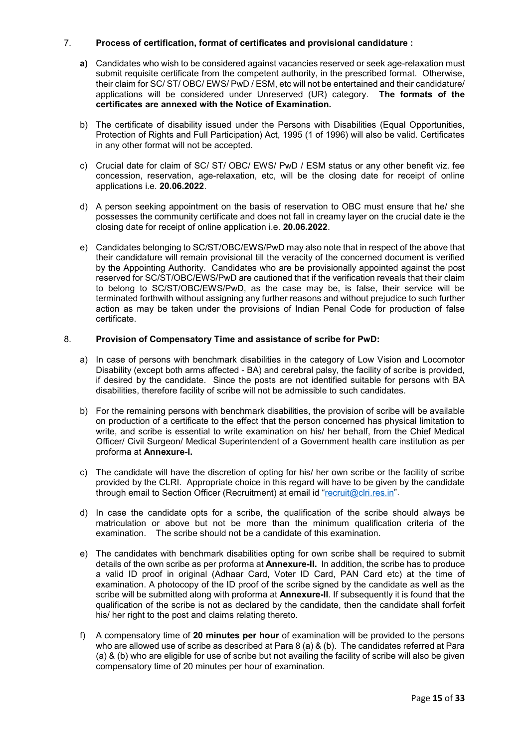7. **Process of certification, format of certificates and provisional candidature :**

   **a)** Candidates who wish to be considered against vacancies reserved or seek age-relaxation must submit requisite certificate from the competent authority, in the prescribed format. Otherwise, their claim for SC/ ST/ OBC/ EWS/ PwD / ESM, etc will not be entertained and their candidature/ applications will be considered under Unreserved (UR) category. **The formats of the certificates are annexed with the Notice of Examination.**

   b) The certificate of disability issued under the Persons with Disabilities (Equal Opportunities, Protection of Rights and Full Participation) Act, 1995 (1 of 1996) will also be valid. Certificates in any other format will not be accepted.

   c) Crucial date for claim of SC/ ST/ OBC/ EWS/ PwD / ESM status or any other benefit viz. fee concession, reservation, age-relaxation, etc, will be the closing date for receipt of online applications i.e. **20.06.2022**.

   d) A person seeking appointment on the basis of reservation to OBC must ensure that he/ she possesses the community certificate and does not fall in creamy layer on the crucial date ie the closing date for receipt of online application i.e. **20.06.2022**.

   e) Candidates belonging to SC/ST/OBC/EWS/PwD may also note that in respect of the above that their candidature will remain provisional till the veracity of the concerned document is verified by the Appointing Authority. Candidates who are be provisionally appointed against the post reserved for SC/ST/OBC/EWS/PwD are cautioned that if the verification reveals that their claim to belong to SC/ST/OBC/EWS/PwD, as the case may be, is false, their service will be terminated forthwith without assigning any further reasons and without prejudice to such further action as may be taken under the provisions of Indian Penal Code for production of false certificate.

8. **Provision of Compensatory Time and assistance of scribe for PwD:**

   a) In case of persons with benchmark disabilities in the category of Low Vision and Locomotor Disability (except both arms affected - BA) and cerebral palsy, the facility of scribe is provided, if desired by the candidate. Since the posts are not identified suitable for persons with BA disabilities, therefore facility of scribe will not be admissible to such candidates.

   b) For the remaining persons with benchmark disabilities, the provision of scribe will be available on production of a certificate to the effect that the person concerned has physical limitation to write, and scribe is essential to write examination on his/ her behalf, from the Chief Medical Officer/ Civil Surgeon/ Medical Superintendent of a Government health care institution as per proforma at **Annexure-I.**

   c) The candidate will have the discretion of opting for his/ her own scribe or the facility of scribe provided by the CLRI. Appropriate choice in this regard will have to be given by the candidate through email to Section Officer (Recruitment) at email id "recruit@clri.res.in".

   d) In case the candidate opts for a scribe, the qualification of the scribe should always be matriculation or above but not be more than the minimum qualification criteria of the examination. The scribe should not be a candidate of this examination.

   e) The candidates with benchmark disabilities opting for own scribe shall be required to submit details of the own scribe as per proforma at **Annexure-II.** In addition, the scribe has to produce a valid ID proof in original (Adhaar Card, Voter ID Card, PAN Card etc) at the time of examination. A photocopy of the ID proof of the scribe signed by the candidate as well as the scribe will be submitted along with proforma at **Annexure-II**. If subsequently it is found that the qualification of the scribe is not as declared by the candidate, then the candidate shall forfeit his/ her right to the post and claims relating thereto.

   f) A compensatory time of **20 minutes per hour** of examination will be provided to the persons who are allowed use of scribe as described at Para 8 (a) & (b). The candidates referred at Para (a) & (b) who are eligible for use of scribe but not availing the facility of scribe will also be given compensatory time of 20 minutes per hour of examination.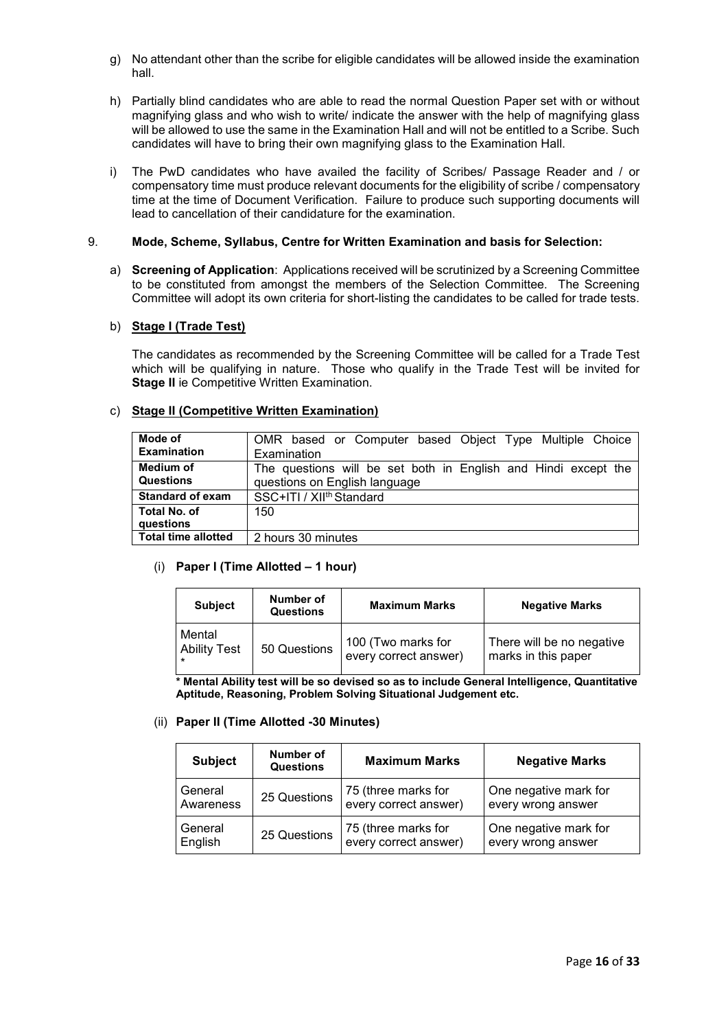g) No attendant other than the scribe for eligible candidates will be allowed inside the examination hall.

h) Partially blind candidates who are able to read the normal Question Paper set with or without magnifying glass and who wish to write/ indicate the answer with the help of magnifying glass will be allowed to use the same in the Examination Hall and will not be entitled to a Scribe. Such candidates will have to bring their own magnifying glass to the Examination Hall.

i) The PwD candidates who have availed the facility of Scribes/ Passage Reader and / or compensatory time must produce relevant documents for the eligibility of scribe / compensatory time at the time of Document Verification. Failure to produce such supporting documents will lead to cancellation of their candidature for the examination.

9. **Mode, Scheme, Syllabus, Centre for Written Examination and basis for Selection:**

a) **Screening of Application**: Applications received will be scrutinized by a Screening Committee to be constituted from amongst the members of the Selection Committee. The Screening Committee will adopt its own criteria for short-listing the candidates to be called for trade tests.

b) **Stage I (Trade Test)**

The candidates as recommended by the Screening Committee will be called for a Trade Test which will be qualifying in nature. Those who qualify in the Trade Test will be invited for **Stage II** ie Competitive Written Examination.

c) **Stage II (Competitive Written Examination)**

| | |
|---|---|
| **Mode of Examination** | OMR based or Computer based Object Type Multiple Choice Examination |
| **Medium of Questions** | The questions will be set both in English and Hindi except the questions on English language |
| **Standard of exam** | SSC+ITI / XII[th] Standard |
| **Total No. of questions** | 150 |
| **Total time allotted** | 2 hours 30 minutes |

(i) **Paper I (Time Allotted – 1 hour)**

| Subject | Number of Questions | Maximum Marks | Negative Marks |
|---|---|---|---|
| Mental Ability Test * | 50 Questions | 100 (Two marks for every correct answer) | There will be no negative marks in this paper |

**\* Mental Ability test will be so devised so as to include General Intelligence, Quantitative Aptitude, Reasoning, Problem Solving Situational Judgement etc.**

(ii) **Paper II (Time Allotted -30 Minutes)**

| Subject | Number of Questions | Maximum Marks | Negative Marks |
|---|---|---|---|
| General Awareness | 25 Questions | 75 (three marks for every correct answer) | One negative mark for every wrong answer |
| General English | 25 Questions | 75 (three marks for every correct answer) | One negative mark for every wrong answer |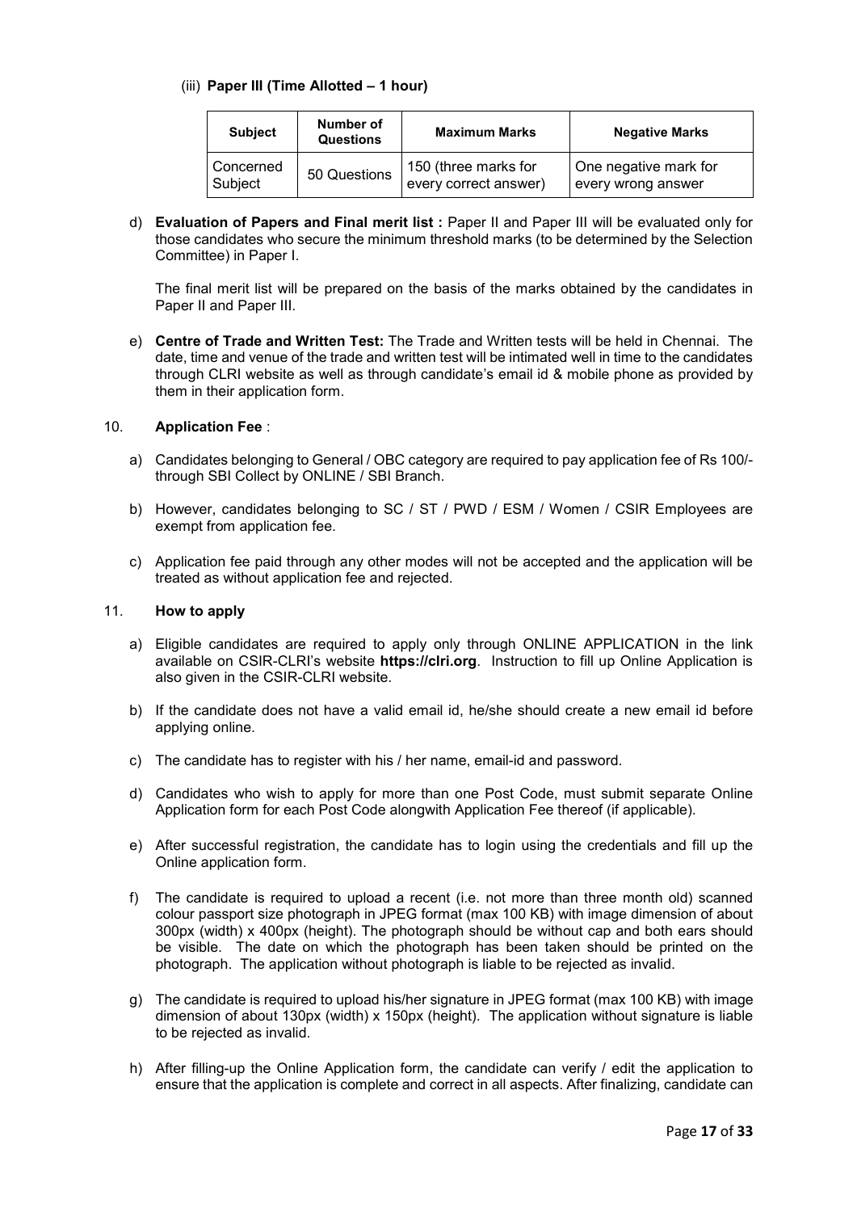(iii) **Paper III (Time Allotted – 1 hour)**

| Subject | Number of Questions | Maximum Marks | Negative Marks |
|---|---|---|---|
| Concerned Subject | 50 Questions | 150 (three marks for every correct answer) | One negative mark for every wrong answer |

d) **Evaluation of Papers and Final merit list :** Paper II and Paper III will be evaluated only for those candidates who secure the minimum threshold marks (to be determined by the Selection Committee) in Paper I.

The final merit list will be prepared on the basis of the marks obtained by the candidates in Paper II and Paper III.

e) **Centre of Trade and Written Test:** The Trade and Written tests will be held in Chennai. The date, time and venue of the trade and written test will be intimated well in time to the candidates through CLRI website as well as through candidate's email id & mobile phone as provided by them in their application form.

10. **Application Fee** :

a) Candidates belonging to General / OBC category are required to pay application fee of Rs 100/- through SBI Collect by ONLINE / SBI Branch.

b) However, candidates belonging to SC / ST / PWD / ESM / Women / CSIR Employees are exempt from application fee.

c) Application fee paid through any other modes will not be accepted and the application will be treated as without application fee and rejected.

11. **How to apply**

a) Eligible candidates are required to apply only through ONLINE APPLICATION in the link available on CSIR-CLRI's website **https://clri.org**. Instruction to fill up Online Application is also given in the CSIR-CLRI website.

b) If the candidate does not have a valid email id, he/she should create a new email id before applying online.

c) The candidate has to register with his / her name, email-id and password.

d) Candidates who wish to apply for more than one Post Code, must submit separate Online Application form for each Post Code alongwith Application Fee thereof (if applicable).

e) After successful registration, the candidate has to login using the credentials and fill up the Online application form.

f) The candidate is required to upload a recent (i.e. not more than three month old) scanned colour passport size photograph in JPEG format (max 100 KB) with image dimension of about 300px (width) x 400px (height). The photograph should be without cap and both ears should be visible. The date on which the photograph has been taken should be printed on the photograph. The application without photograph is liable to be rejected as invalid.

g) The candidate is required to upload his/her signature in JPEG format (max 100 KB) with image dimension of about 130px (width) x 150px (height). The application without signature is liable to be rejected as invalid.

h) After filling-up the Online Application form, the candidate can verify / edit the application to ensure that the application is complete and correct in all aspects. After finalizing, candidate can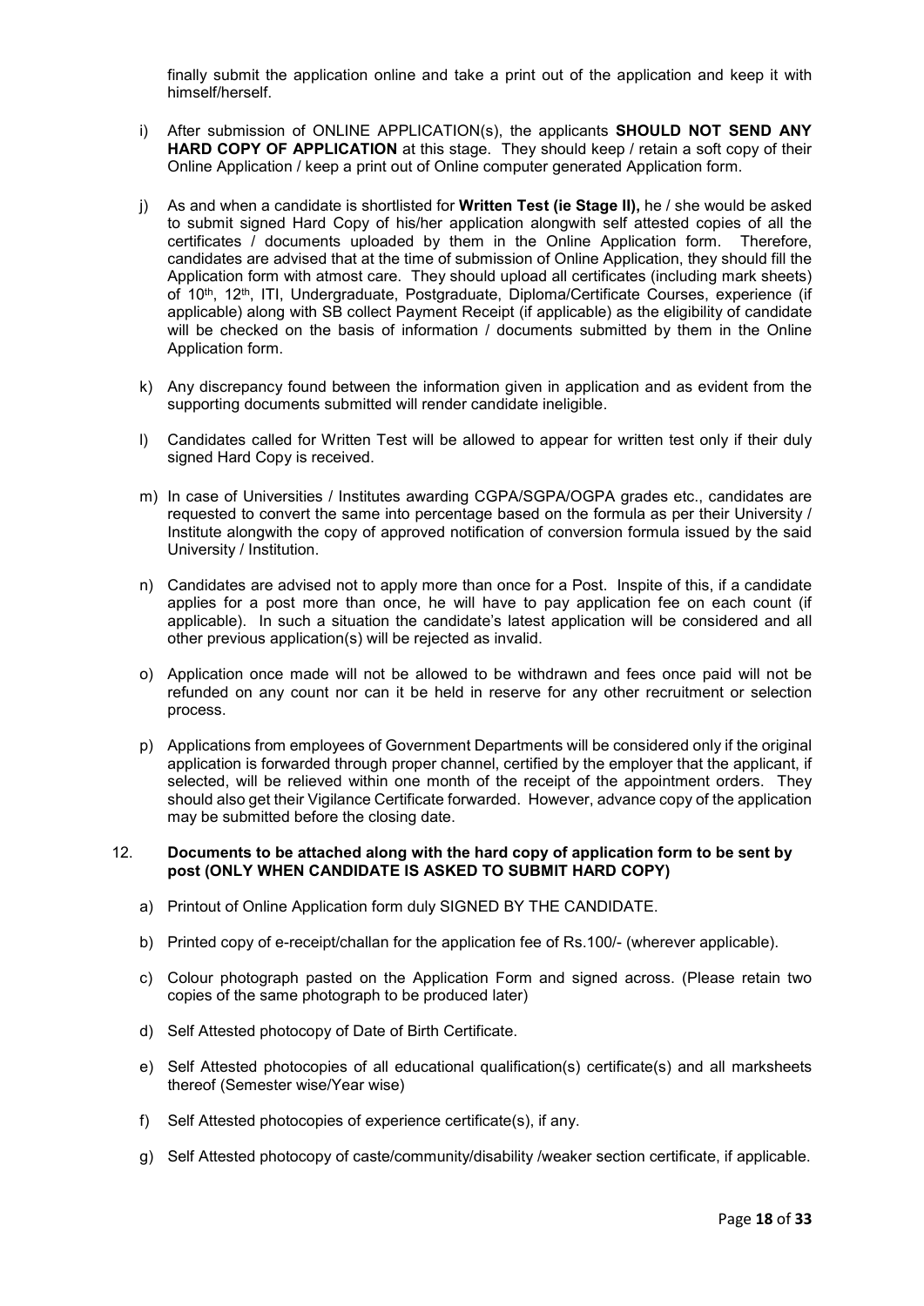finally submit the application online and take a print out of the application and keep it with himself/herself.

i) After submission of ONLINE APPLICATION(s), the applicants **SHOULD NOT SEND ANY HARD COPY OF APPLICATION** at this stage. They should keep / retain a soft copy of their Online Application / keep a print out of Online computer generated Application form.

j) As and when a candidate is shortlisted for **Written Test (ie Stage II),** he / she would be asked to submit signed Hard Copy of his/her application alongwith self attested copies of all the certificates / documents uploaded by them in the Online Application form. Therefore, candidates are advised that at the time of submission of Online Application, they should fill the Application form with atmost care. They should upload all certificates (including mark sheets) of 10th, 12th, ITI, Undergraduate, Postgraduate, Diploma/Certificate Courses, experience (if applicable) along with SB collect Payment Receipt (if applicable) as the eligibility of candidate will be checked on the basis of information / documents submitted by them in the Online Application form.

k) Any discrepancy found between the information given in application and as evident from the supporting documents submitted will render candidate ineligible.

l) Candidates called for Written Test will be allowed to appear for written test only if their duly signed Hard Copy is received.

m) In case of Universities / Institutes awarding CGPA/SGPA/OGPA grades etc., candidates are requested to convert the same into percentage based on the formula as per their University / Institute alongwith the copy of approved notification of conversion formula issued by the said University / Institution.

n) Candidates are advised not to apply more than once for a Post. Inspite of this, if a candidate applies for a post more than once, he will have to pay application fee on each count (if applicable). In such a situation the candidate's latest application will be considered and all other previous application(s) will be rejected as invalid.

o) Application once made will not be allowed to be withdrawn and fees once paid will not be refunded on any count nor can it be held in reserve for any other recruitment or selection process.

p) Applications from employees of Government Departments will be considered only if the original application is forwarded through proper channel, certified by the employer that the applicant, if selected, will be relieved within one month of the receipt of the appointment orders. They should also get their Vigilance Certificate forwarded. However, advance copy of the application may be submitted before the closing date.

12. **Documents to be attached along with the hard copy of application form to be sent by post (ONLY WHEN CANDIDATE IS ASKED TO SUBMIT HARD COPY)**

a) Printout of Online Application form duly SIGNED BY THE CANDIDATE.

b) Printed copy of e-receipt/challan for the application fee of Rs.100/- (wherever applicable).

c) Colour photograph pasted on the Application Form and signed across. (Please retain two copies of the same photograph to be produced later)

d) Self Attested photocopy of Date of Birth Certificate.

e) Self Attested photocopies of all educational qualification(s) certificate(s) and all marksheets thereof (Semester wise/Year wise)

f) Self Attested photocopies of experience certificate(s), if any.

g) Self Attested photocopy of caste/community/disability /weaker section certificate, if applicable.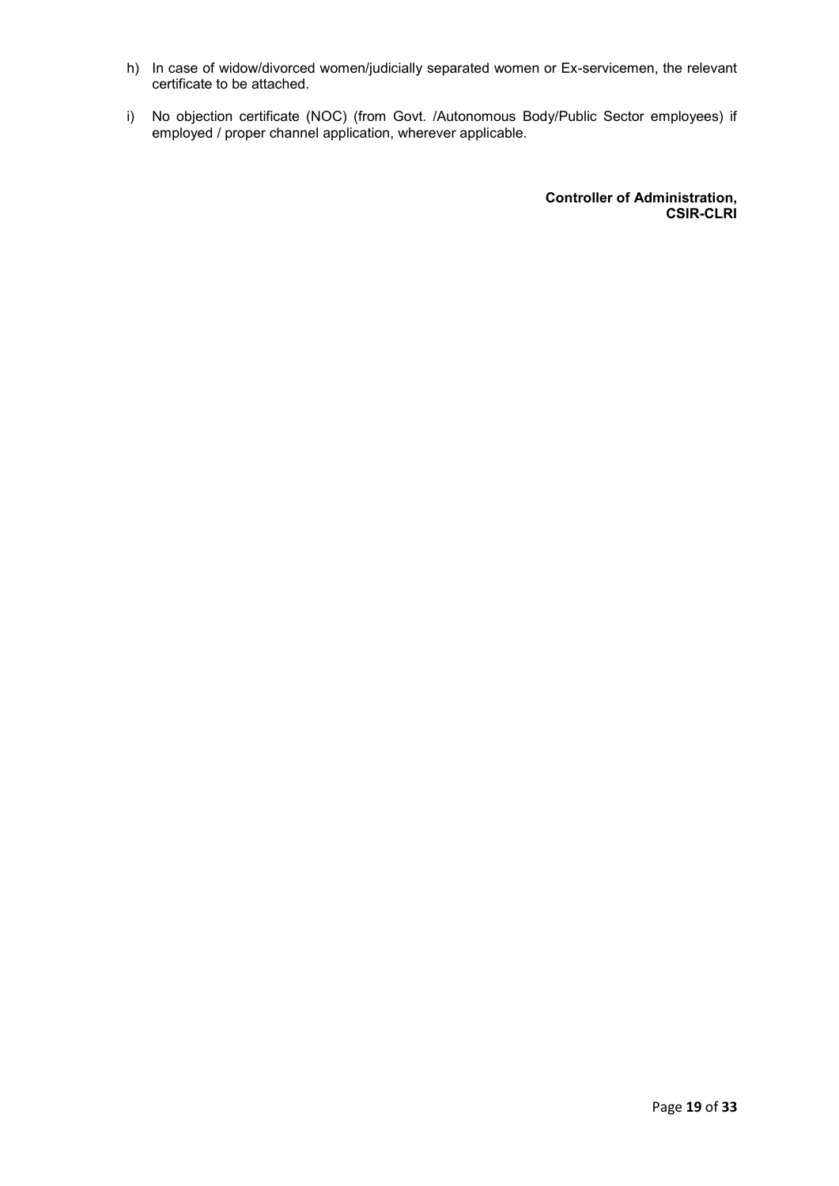h) In case of widow/divorced women/judicially separated women or Ex-servicemen, the relevant certificate to be attached.

i) No objection certificate (NOC) (from Govt. /Autonomous Body/Public Sector employees) if employed / proper channel application, wherever applicable.

**Controller of Administration,**
**CSIR-CLRI**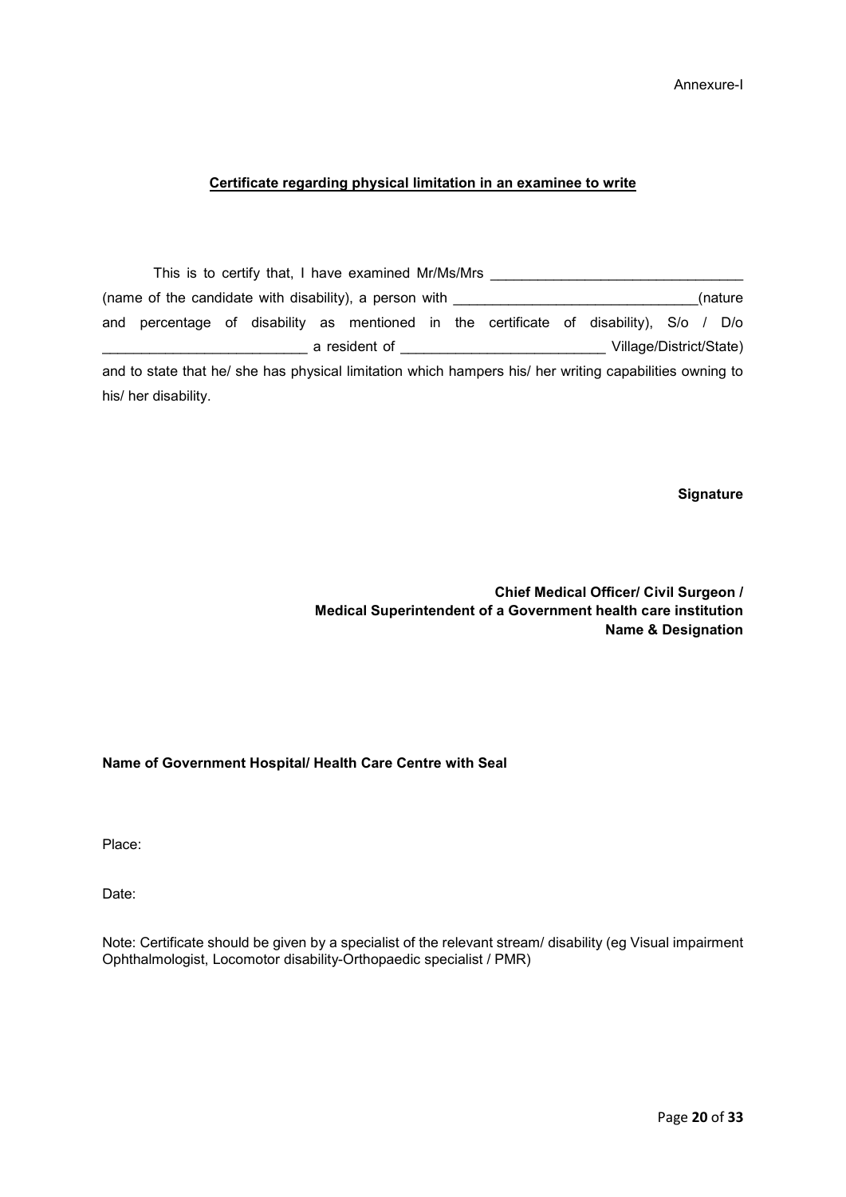Annexure-I

## **Certificate regarding physical limitation in an examinee to write**

This is to certify that, I have examined Mr/Ms/Mrs ________________________________ (name of the candidate with disability), a person with _______________________________(nature and percentage of disability as mentioned in the certificate of disability), S/o / D/o __________________________ a resident of __________________________ Village/District/State) and to state that he/ she has physical limitation which hampers his/ her writing capabilities owning to his/ her disability.

**Signature**

**Chief Medical Officer/ Civil Surgeon /**
**Medical Superintendent of a Government health care institution**
**Name & Designation**

**Name of Government Hospital/ Health Care Centre with Seal**

Place:

Date:

Note: Certificate should be given by a specialist of the relevant stream/ disability (eg Visual impairment Ophthalmologist, Locomotor disability-Orthopaedic specialist / PMR)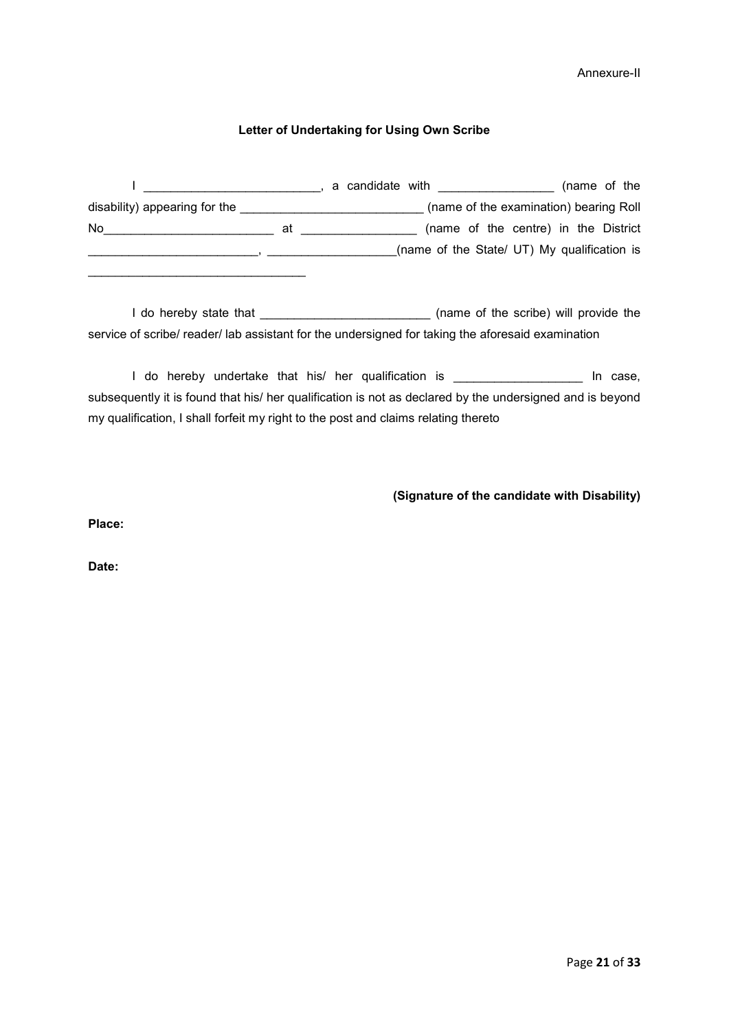Annexure-II

**Letter of Undertaking for Using Own Scribe**

I __________________________, a candidate with _________________ (name of the disability) appearing for the ____________________________ (name of the examination) bearing Roll No_________________________ at _________________ (name of the centre) in the District _________________________, ___________________(name of the State/ UT) My qualification is _________________________________

I do hereby state that _________________________ (name of the scribe) will provide the service of scribe/ reader/ lab assistant for the undersigned for taking the aforesaid examination

I do hereby undertake that his/ her qualification is ___________________ In case, subsequently it is found that his/ her qualification is not as declared by the undersigned and is beyond my qualification, I shall forfeit my right to the post and claims relating thereto

**(Signature of the candidate with Disability)**

**Place:**

**Date:**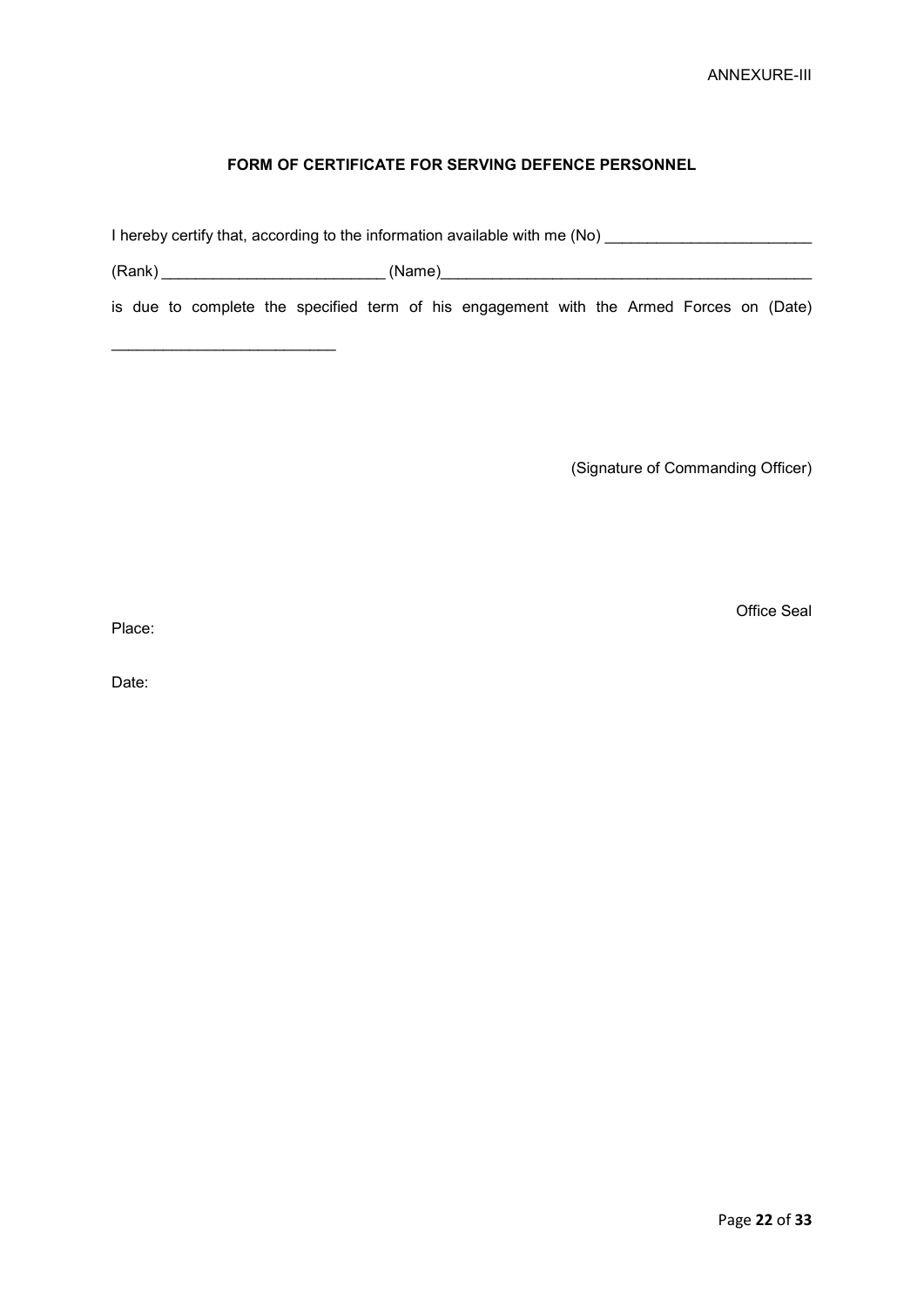ANNEXURE-III

**FORM OF CERTIFICATE FOR SERVING DEFENCE PERSONNEL**

I hereby certify that, according to the information available with me (No) ________________________

(Rank) __________________________ (Name)____________________________________________

is due to complete the specified term of his engagement with the Armed Forces on (Date) __________________________

(Signature of Commanding Officer)

Office Seal

Place:

Date: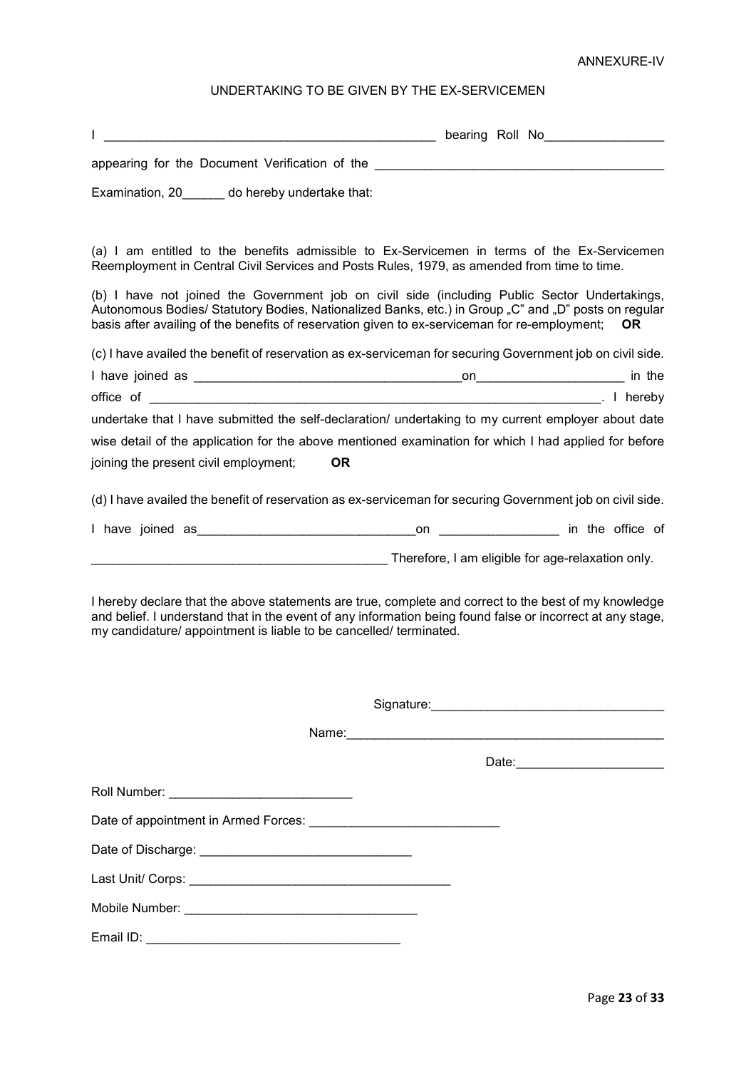ANNEXURE-IV

## UNDERTAKING TO BE GIVEN BY THE EX-SERVICEMEN

I _______________________________________________ bearing Roll No_________________

appearing for the Document Verification of the _________________________________________

Examination, 20______ do hereby undertake that:

(a) I am entitled to the benefits admissible to Ex-Servicemen in terms of the Ex-Servicemen Reemployment in Central Civil Services and Posts Rules, 1979, as amended from time to time.

(b) I have not joined the Government job on civil side (including Public Sector Undertakings, Autonomous Bodies/ Statutory Bodies, Nationalized Banks, etc.) in Group „C" and „D" posts on regular basis after availing of the benefits of reservation given to ex-serviceman for re-employment; **OR**

(c) I have availed the benefit of reservation as ex-serviceman for securing Government job on civil side. I have joined as ______________________________________on_____________________ in the office of _______________________________________________________________. I hereby undertake that I have submitted the self-declaration/ undertaking to my current employer about date wise detail of the application for the above mentioned examination for which I had applied for before joining the present civil employment; **OR**

(d) I have availed the benefit of reservation as ex-serviceman for securing Government job on civil side. I have joined as_______________________________on _________________ in the office of __________________________________________ Therefore, I am eligible for age-relaxation only.

I hereby declare that the above statements are true, complete and correct to the best of my knowledge and belief. I understand that in the event of any information being found false or incorrect at any stage, my candidature/ appointment is liable to be cancelled/ terminated.

Signature:_________________________________

Name:_____________________________________________

Date:_____________________

Roll Number: __________________________

Date of appointment in Armed Forces: ___________________________

Date of Discharge: ______________________________

Last Unit/ Corps: _____________________________________

Mobile Number: _________________________________

Email ID: ___________________________________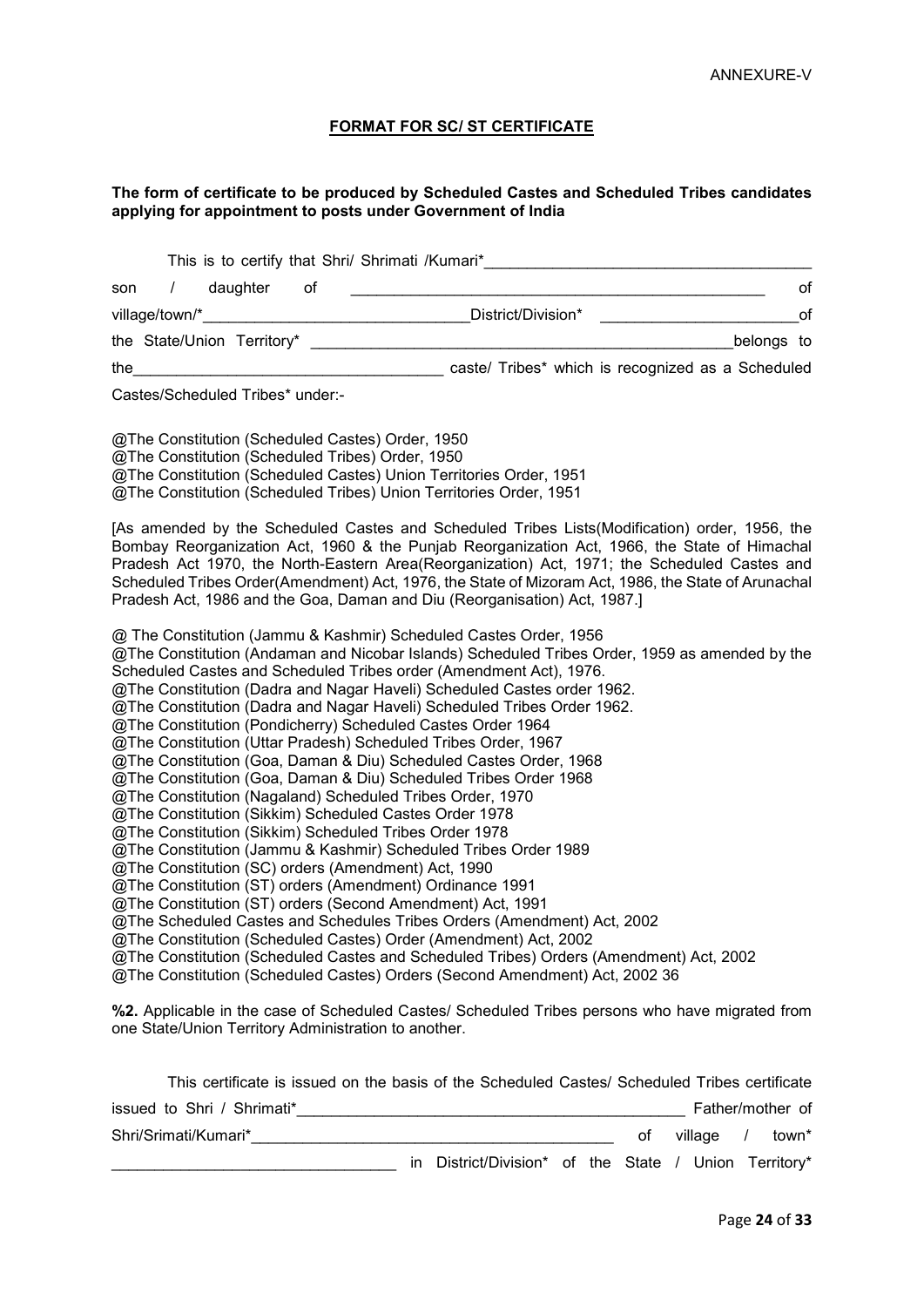ANNEXURE-V

## FORMAT FOR SC/ ST CERTIFICATE

**The form of certificate to be produced by Scheduled Castes and Scheduled Tribes candidates applying for appointment to posts under Government of India**

This is to certify that Shri/ Shrimati /Kumari*_______________________________________ son / daughter of __________________________________________________ of village/town/*________________________________District/Division* ________________________of the State/Union Territory* _______________________________________________belongs to the____________________________________ caste/ Tribes* which is recognized as a Scheduled Castes/Scheduled Tribes* under:-

@The Constitution (Scheduled Castes) Order, 1950
@The Constitution (Scheduled Tribes) Order, 1950
@The Constitution (Scheduled Castes) Union Territories Order, 1951
@The Constitution (Scheduled Tribes) Union Territories Order, 1951

[As amended by the Scheduled Castes and Scheduled Tribes Lists(Modification) order, 1956, the Bombay Reorganization Act, 1960 & the Punjab Reorganization Act, 1966, the State of Himachal Pradesh Act 1970, the North-Eastern Area(Reorganization) Act, 1971; the Scheduled Castes and Scheduled Tribes Order(Amendment) Act, 1976, the State of Mizoram Act, 1986, the State of Arunachal Pradesh Act, 1986 and the Goa, Daman and Diu (Reorganisation) Act, 1987.]

@ The Constitution (Jammu & Kashmir) Scheduled Castes Order, 1956
@The Constitution (Andaman and Nicobar Islands) Scheduled Tribes Order, 1959 as amended by the Scheduled Castes and Scheduled Tribes order (Amendment Act), 1976.
@The Constitution (Dadra and Nagar Haveli) Scheduled Castes order 1962.
@The Constitution (Dadra and Nagar Haveli) Scheduled Tribes Order 1962.
@The Constitution (Pondicherry) Scheduled Castes Order 1964
@The Constitution (Uttar Pradesh) Scheduled Tribes Order, 1967
@The Constitution (Goa, Daman & Diu) Scheduled Castes Order, 1968
@The Constitution (Goa, Daman & Diu) Scheduled Tribes Order 1968
@The Constitution (Nagaland) Scheduled Tribes Order, 1970
@The Constitution (Sikkim) Scheduled Castes Order 1978
@The Constitution (Sikkim) Scheduled Tribes Order 1978
@The Constitution (Jammu & Kashmir) Scheduled Tribes Order 1989
@The Constitution (SC) orders (Amendment) Act, 1990
@The Constitution (ST) orders (Amendment) Ordinance 1991
@The Constitution (ST) orders (Second Amendment) Act, 1991
@The Scheduled Castes and Schedules Tribes Orders (Amendment) Act, 2002
@The Constitution (Scheduled Castes) Order (Amendment) Act, 2002
@The Constitution (Scheduled Castes and Scheduled Tribes) Orders (Amendment) Act, 2002
@The Constitution (Scheduled Castes) Orders (Second Amendment) Act, 2002 36

**%2.** Applicable in the case of Scheduled Castes/ Scheduled Tribes persons who have migrated from one State/Union Territory Administration to another.

This certificate is issued on the basis of the Scheduled Castes/ Scheduled Tribes certificate issued to Shri / Shrimati*______________________________________________ Father/mother of Shri/Srimati/Kumari*___________________________________________ of village / town* _________________________________ in District/Division* of the State / Union Territory*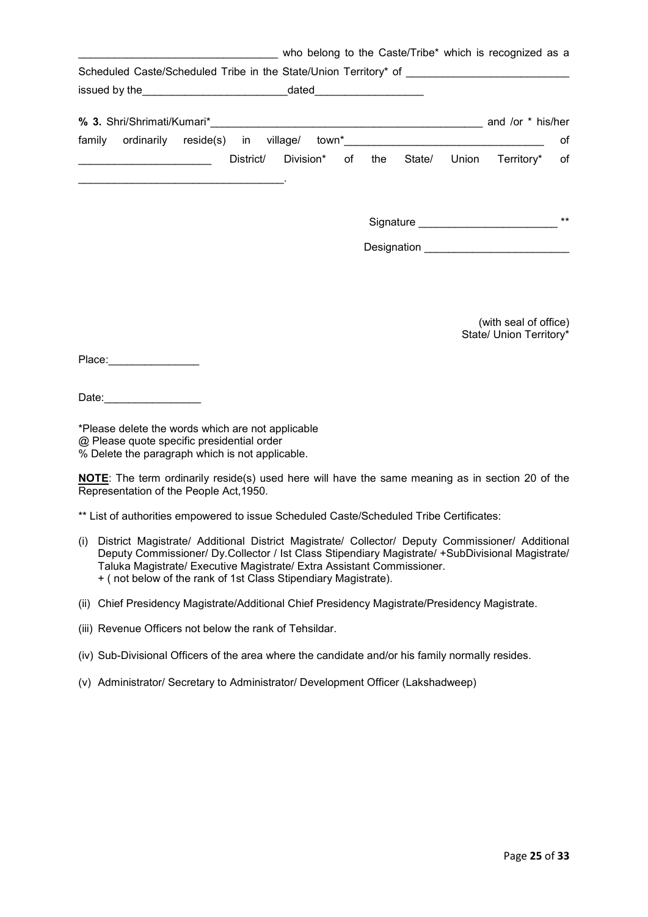________________________________ who belong to the Caste/Tribe* which is recognized as a Scheduled Caste/Scheduled Tribe in the State/Union Territory* of __________________________ issued by the________________________dated__________________

**% 3.** Shri/Shrimati/Kumari*_____________________________________________ and /or * his/her family ordinarily reside(s) in village/ town*________________________________ of _____________________ District/ Division* of the State/ Union Territory* of _________________________________.

Signature ______________________ **

Designation ________________________

(with seal of office)
State/ Union Territory*

Place:_______________

Date:________________

*Please delete the words which are not applicable
@ Please quote specific presidential order
% Delete the paragraph which is not applicable.

**NOTE**: The term ordinarily reside(s) used here will have the same meaning as in section 20 of the Representation of the People Act,1950.

** List of authorities empowered to issue Scheduled Caste/Scheduled Tribe Certificates:

(i) District Magistrate/ Additional District Magistrate/ Collector/ Deputy Commissioner/ Additional Deputy Commissioner/ Dy.Collector / Ist Class Stipendiary Magistrate/ +SubDivisional Magistrate/ Taluka Magistrate/ Executive Magistrate/ Extra Assistant Commissioner.
+ ( not below of the rank of 1st Class Stipendiary Magistrate).

(ii) Chief Presidency Magistrate/Additional Chief Presidency Magistrate/Presidency Magistrate.

(iii) Revenue Officers not below the rank of Tehsildar.

(iv) Sub-Divisional Officers of the area where the candidate and/or his family normally resides.

(v) Administrator/ Secretary to Administrator/ Development Officer (Lakshadweep)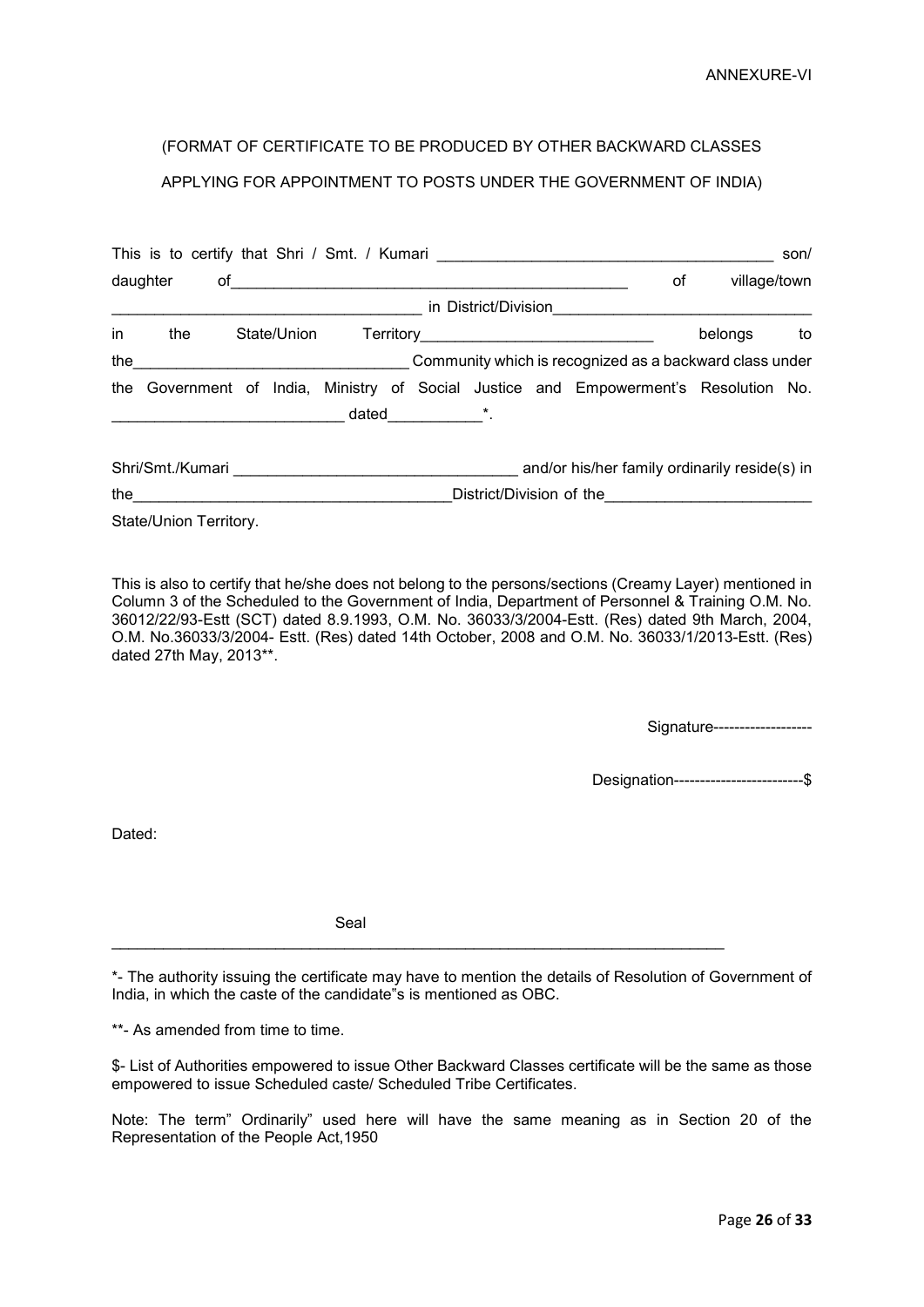ANNEXURE-VI

(FORMAT OF CERTIFICATE TO BE PRODUCED BY OTHER BACKWARD CLASSES APPLYING FOR APPOINTMENT TO POSTS UNDER THE GOVERNMENT OF INDIA)

This is to certify that Shri / Smt. / Kumari _______________________________________ son/ daughter of_______________________________________________ of village/town ___________________________________ in District/Division______________________________ in the State/Union Territory___________________________ belongs to the________________________________ Community which is recognized as a backward class under the Government of India, Ministry of Social Justice and Empowerment's Resolution No. ___________________________ dated___________*.

Shri/Smt./Kumari _________________________________ and/or his/her family ordinarily reside(s) in the_____________________________________District/Division of the________________________ State/Union Territory.

This is also to certify that he/she does not belong to the persons/sections (Creamy Layer) mentioned in Column 3 of the Scheduled to the Government of India, Department of Personnel & Training O.M. No. 36012/22/93-Estt (SCT) dated 8.9.1993, O.M. No. 36033/3/2004-Estt. (Res) dated 9th March, 2004, O.M. No.36033/3/2004- Estt. (Res) dated 14th October, 2008 and O.M. No. 36033/1/2013-Estt. (Res) dated 27th May, 2013**.

Signature-------------------

Designation-------------------------$

Dated:

Seal

---

*- The authority issuing the certificate may have to mention the details of Resolution of Government of India, in which the caste of the candidate"s is mentioned as OBC.

**- As amended from time to time.

$- List of Authorities empowered to issue Other Backward Classes certificate will be the same as those empowered to issue Scheduled caste/ Scheduled Tribe Certificates.

Note: The term" Ordinarily" used here will have the same meaning as in Section 20 of the Representation of the People Act,1950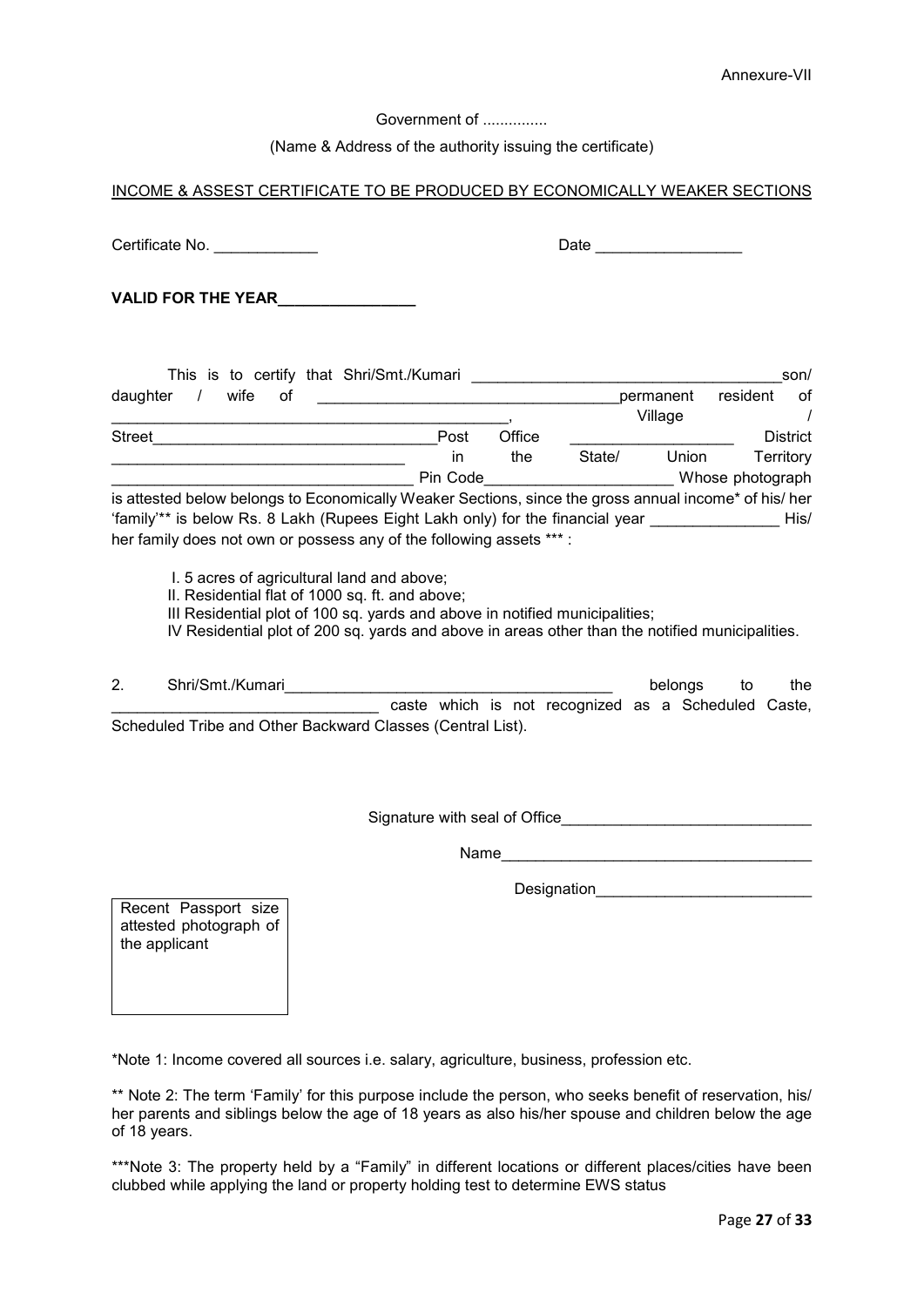Annexure-VII

Government of ...............

(Name & Address of the authority issuing the certificate)

INCOME & ASSEST CERTIFICATE TO BE PRODUCED BY ECONOMICALLY WEAKER SECTIONS

Certificate No. ____________ Date _________________

**VALID FOR THE YEAR________________**

This is to certify that Shri/Smt./Kumari ___________________________________son/ daughter / wife of __________________________________permanent resident of ____________________________________________, Village / Street_________________________________Post Office __________________ District _________________________________ in the State/ Union Territory __________________________________ Pin Code_____________________ Whose photograph is attested below belongs to Economically Weaker Sections, since the gross annual income* of his/ her 'family'** is below Rs. 8 Lakh (Rupees Eight Lakh only) for the financial year _______________ His/ her family does not own or possess any of the following assets *** :

I. 5 acres of agricultural land and above;
II. Residential flat of 1000 sq. ft. and above;
III Residential plot of 100 sq. yards and above in notified municipalities;
IV Residential plot of 200 sq. yards and above in areas other than the notified municipalities.

2. Shri/Smt./Kumari_____________________________________ belongs to the ______________________________ caste which is not recognized as a Scheduled Caste, Scheduled Tribe and Other Backward Classes (Central List).

Signature with seal of Office____________________________

Name___________________________________

Designation________________________

Recent Passport size attested photograph of the applicant

*Note 1: Income covered all sources i.e. salary, agriculture, business, profession etc.

** Note 2: The term 'Family' for this purpose include the person, who seeks benefit of reservation, his/ her parents and siblings below the age of 18 years as also his/her spouse and children below the age of 18 years.

***Note 3: The property held by a "Family" in different locations or different places/cities have been clubbed while applying the land or property holding test to determine EWS status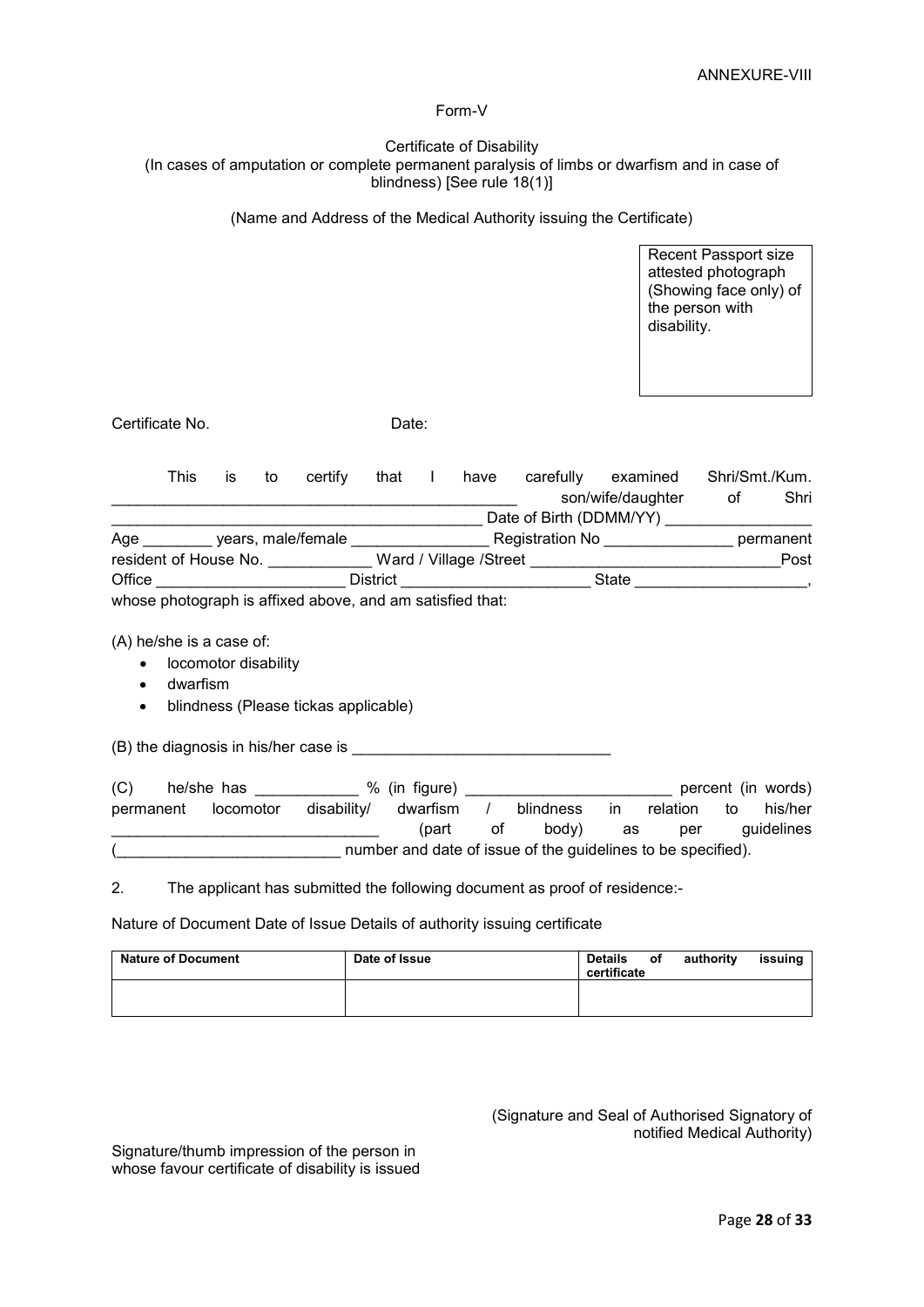ANNEXURE-VIII

Form-V

Certificate of Disability
(In cases of amputation or complete permanent paralysis of limbs or dwarfism and in case of blindness) [See rule 18(1)]

(Name and Address of the Medical Authority issuing the Certificate)

| Recent Passport size attested photograph (Showing face only) of the person with disability. |
|---|

Certificate No. Date:

This is to certify that I have carefully examined Shri/Smt./Kum. ______________________________________________ son/wife/daughter of Shri ________________________________________ Date of Birth (DDMM/YY) ________________ Age ________ years, male/female ________________ Registration No _______________ permanent resident of House No. ____________ Ward / Village /Street ____________________________Post Office ______________________ District ______________________ State ____________________, whose photograph is affixed above, and am satisfied that:

(A) he/she is a case of:

- locomotor disability
- dwarfism
- blindness (Please tickas applicable)

(B) the diagnosis in his/her case is ______________________________

(C) he/she has ____________ % (in figure) ________________________ percent (in words) permanent locomotor disability/ dwarfism / blindness in relation to his/her ______________________________ (part of body) as per guidelines (__________________________ number and date of issue of the guidelines to be specified).

2. The applicant has submitted the following document as proof of residence:-

Nature of Document Date of Issue Details of authority issuing certificate

| Nature of Document | Date of Issue | Details of authority issuing certificate |
|---|---|---|
| | | |

(Signature and Seal of Authorised Signatory of notified Medical Authority)

Signature/thumb impression of the person in whose favour certificate of disability is issued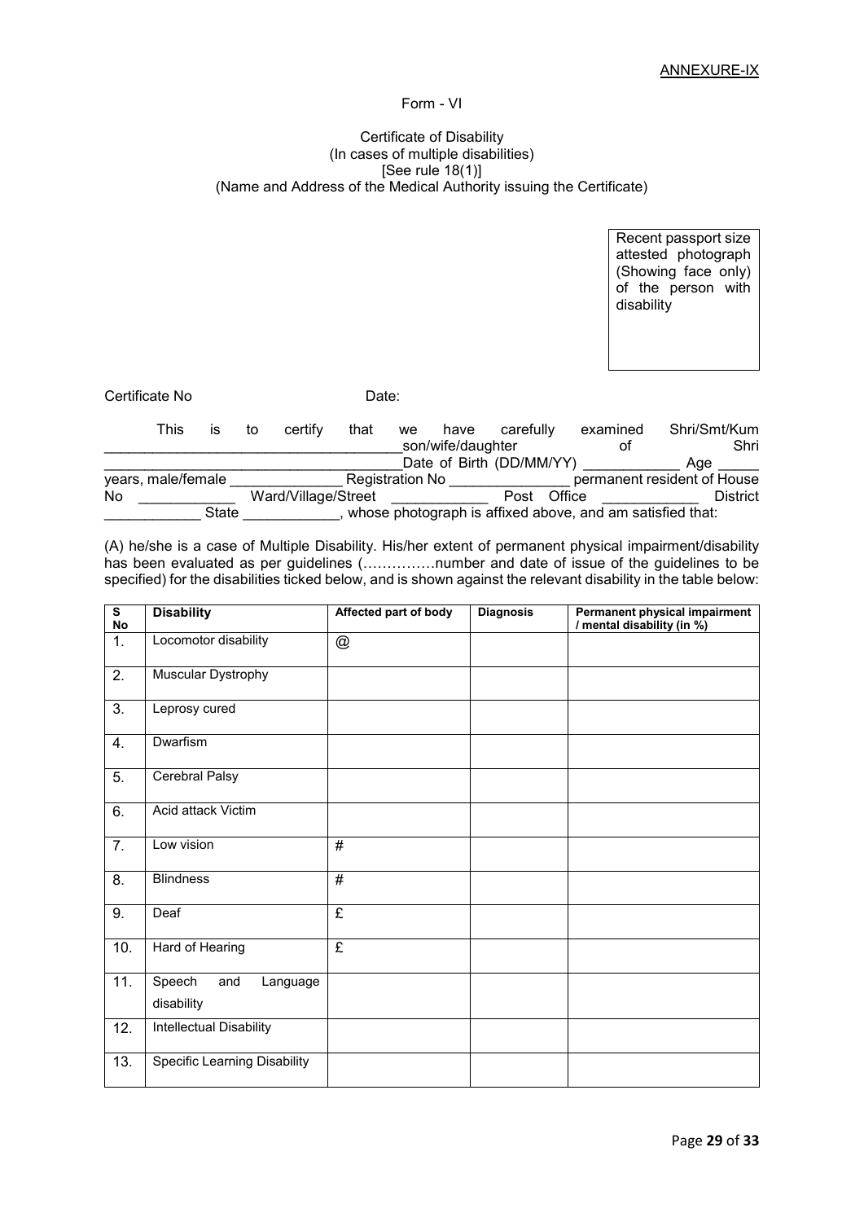ANNEXURE-IX

Form - VI

Certificate of Disability
(In cases of multiple disabilities)
[See rule 18(1)]
(Name and Address of the Medical Authority issuing the Certificate)

| Recent passport size attested photograph (Showing face only) of the person with disability |
|---|

Certificate No                                    Date:

This is to certify that we have carefully examined Shri/Smt/Kum ____________________________________son/wife/daughter of Shri ____________________________________Date of Birth (DD/MM/YY) ____________ Age _____ years, male/female ______________ Registration No _______________ permanent resident of House No ____________ Ward/Village/Street ____________ Post Office ____________ District ____________ State ____________, whose photograph is affixed above, and am satisfied that:

(A) he/she is a case of Multiple Disability. His/her extent of permanent physical impairment/disability has been evaluated as per guidelines (……………number and date of issue of the guidelines to be specified) for the disabilities ticked below, and is shown against the relevant disability in the table below:

| S No | Disability | Affected part of body | Diagnosis | Permanent physical impairment / mental disability (in %) |
|---|---|---|---|---|
| 1. | Locomotor disability | @ | | |
| 2. | Muscular Dystrophy | | | |
| 3. | Leprosy cured | | | |
| 4. | Dwarfism | | | |
| 5. | Cerebral Palsy | | | |
| 6. | Acid attack Victim | | | |
| 7. | Low vision | # | | |
| 8. | Blindness | # | | |
| 9. | Deaf | £ | | |
| 10. | Hard of Hearing | £ | | |
| 11. | Speech and Language disability | | | |
| 12. | Intellectual Disability | | | |
| 13. | Specific Learning Disability | | | |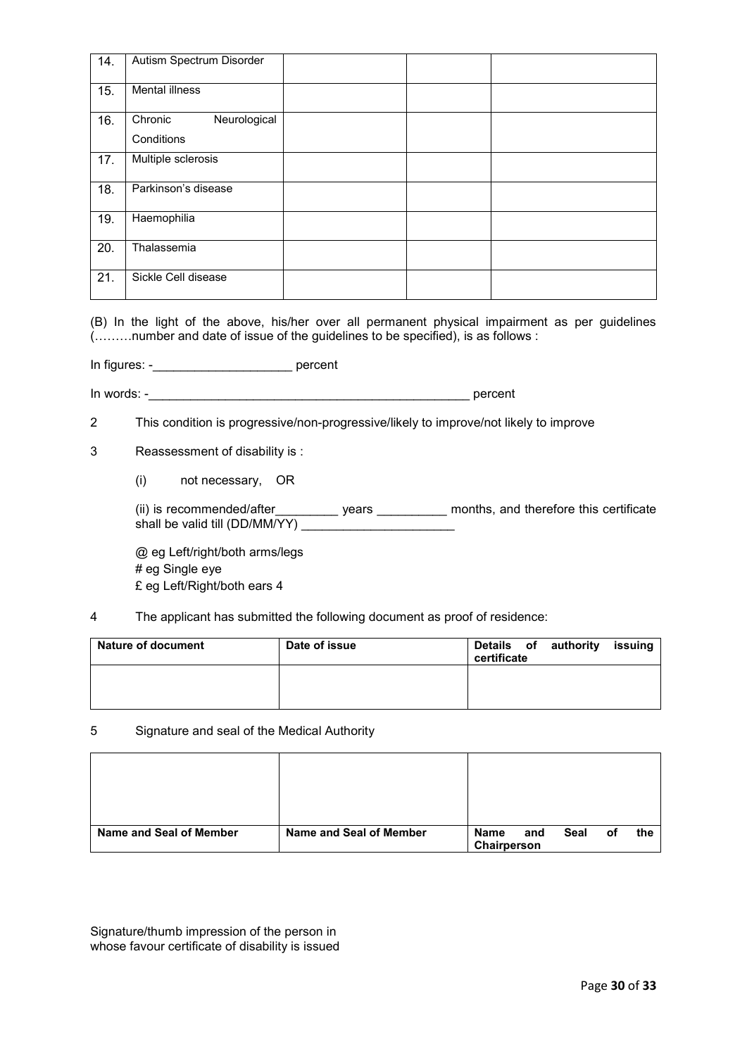| 14. | Autism Spectrum Disorder | | | |
|---|---|---|---|---|
| 15. | Mental illness | | | |
| 16. | Chronic Neurological Conditions | | | |
| 17. | Multiple sclerosis | | | |
| 18. | Parkinson's disease | | | |
| 19. | Haemophilia | | | |
| 20. | Thalassemia | | | |
| 21. | Sickle Cell disease | | | |

(B) In the light of the above, his/her over all permanent physical impairment as per guidelines (………number and date of issue of the guidelines to be specified), is as follows :

In figures: -____________________ percent

In words: -_______________________________________________ percent

2 This condition is progressive/non-progressive/likely to improve/not likely to improve

3 Reassessment of disability is :

(i) not necessary, OR

(ii) is recommended/after_________ years __________ months, and therefore this certificate shall be valid till (DD/MM/YY) ______________________

@ eg Left/right/both arms/legs
# eg Single eye
£ eg Left/Right/both ears 4

4 The applicant has submitted the following document as proof of residence:

| Nature of document | Date of issue | Details of authority issuing certificate |
|---|---|---|
| | | |

5 Signature and seal of the Medical Authority

| | | |
|---|---|---|
| **Name and Seal of Member** | **Name and Seal of Member** | **Name and Seal of the Chairperson** |

Signature/thumb impression of the person in whose favour certificate of disability is issued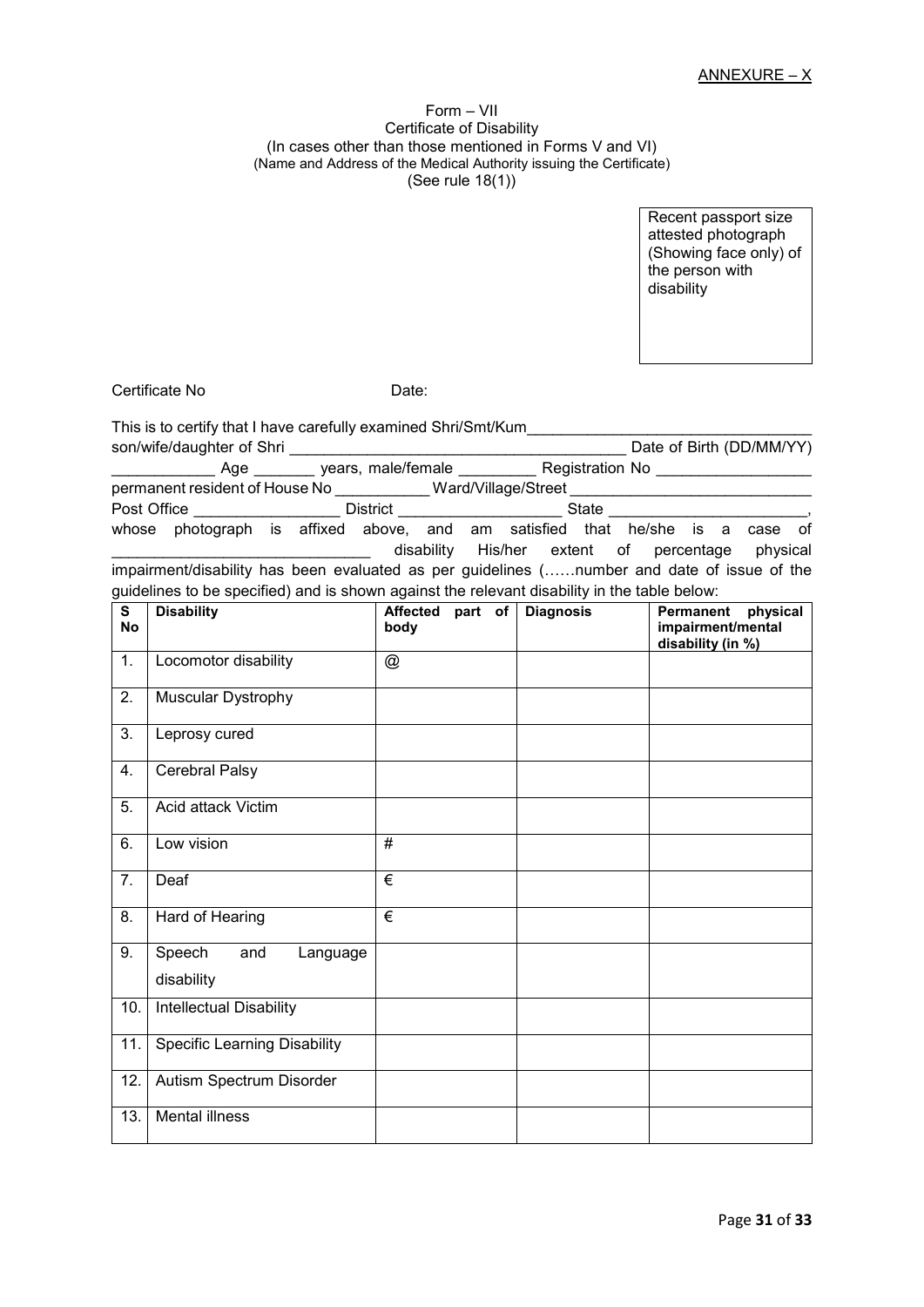ANNEXURE – X

Form – VII
Certificate of Disability
(In cases other than those mentioned in Forms V and VI)
(Name and Address of the Medical Authority issuing the Certificate)
(See rule 18(1))

| Recent passport size attested photograph (Showing face only) of the person with disability |
|---|

Certificate No                    Date:

This is to certify that I have carefully examined Shri/Smt/Kum________________________________ son/wife/daughter of Shri ________________________________________ Date of Birth (DD/MM/YY) ____________ Age _______ years, male/female _________ Registration No _________________ permanent resident of House No __________ Ward/Village/Street ____________________________ Post Office ________________ District __________________ State _______________________, whose photograph is affixed above, and am satisfied that he/she is a case of ______________________________ disability His/her extent of percentage physical impairment/disability has been evaluated as per guidelines (……number and date of issue of the guidelines to be specified) and is shown against the relevant disability in the table below:

| S No | Disability | Affected part of body | Diagnosis | Permanent physical impairment/mental disability (in %) |
|---|---|---|---|---|
| 1. | Locomotor disability | @ | | |
| 2. | Muscular Dystrophy | | | |
| 3. | Leprosy cured | | | |
| 4. | Cerebral Palsy | | | |
| 5. | Acid attack Victim | | | |
| 6. | Low vision | # | | |
| 7. | Deaf | € | | |
| 8. | Hard of Hearing | € | | |
| 9. | Speech and Language disability | | | |
| 10. | Intellectual Disability | | | |
| 11. | Specific Learning Disability | | | |
| 12. | Autism Spectrum Disorder | | | |
| 13. | Mental illness | | | |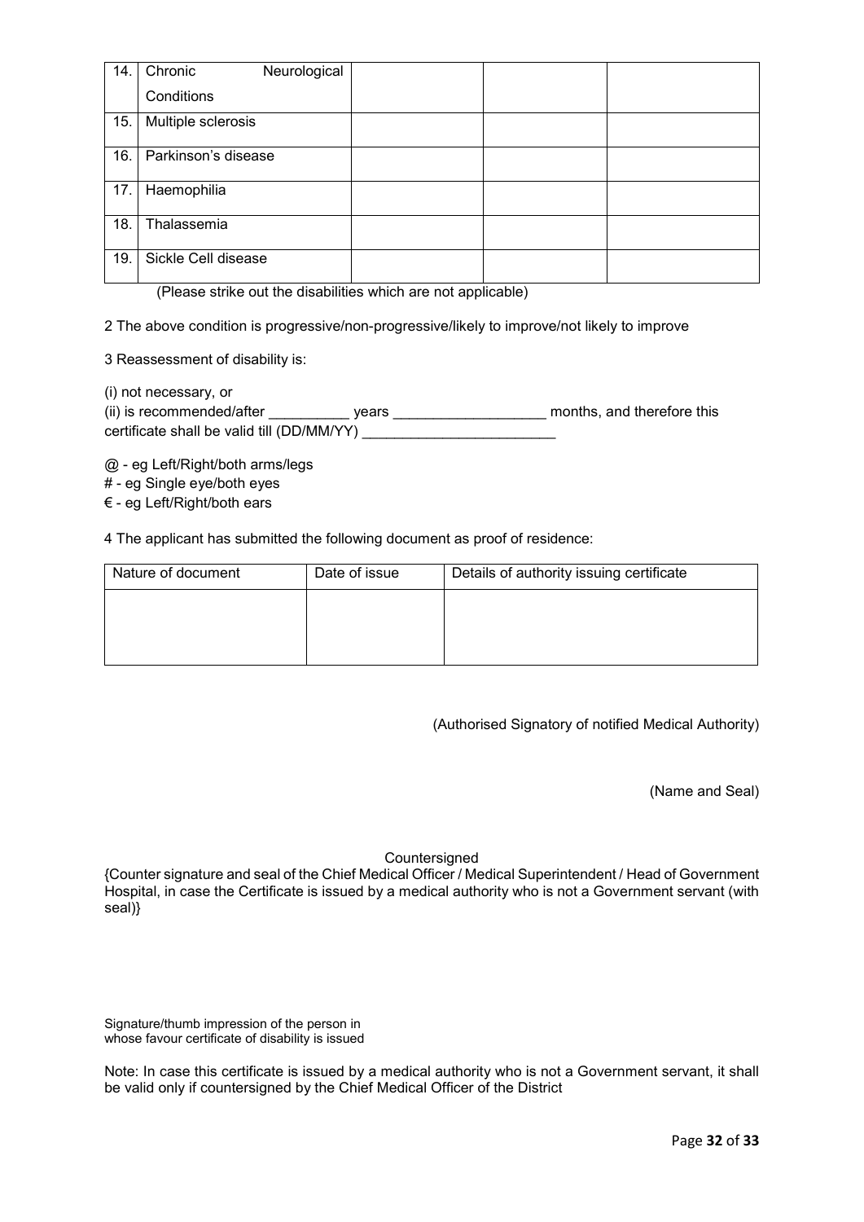| 14. | Chronic Neurological Conditions | | | |
|---|---|---|---|---|
| 15. | Multiple sclerosis | | | |
| 16. | Parkinson's disease | | | |
| 17. | Haemophilia | | | |
| 18. | Thalassemia | | | |
| 19. | Sickle Cell disease | | | |

(Please strike out the disabilities which are not applicable)

2 The above condition is progressive/non-progressive/likely to improve/not likely to improve

3 Reassessment of disability is:

(i) not necessary, or
(ii) is recommended/after __________ years ___________________ months, and therefore this certificate shall be valid till (DD/MM/YY) ________________________

@ - eg Left/Right/both arms/legs
# - eg Single eye/both eyes
€ - eg Left/Right/both ears

4 The applicant has submitted the following document as proof of residence:

| Nature of document | Date of issue | Details of authority issuing certificate |
|---|---|---|
| | | |

(Authorised Signatory of notified Medical Authority)

(Name and Seal)

Countersigned
{Counter signature and seal of the Chief Medical Officer / Medical Superintendent / Head of Government Hospital, in case the Certificate is issued by a medical authority who is not a Government servant (with seal)}

Signature/thumb impression of the person in whose favour certificate of disability is issued

Note: In case this certificate is issued by a medical authority who is not a Government servant, it shall be valid only if countersigned by the Chief Medical Officer of the District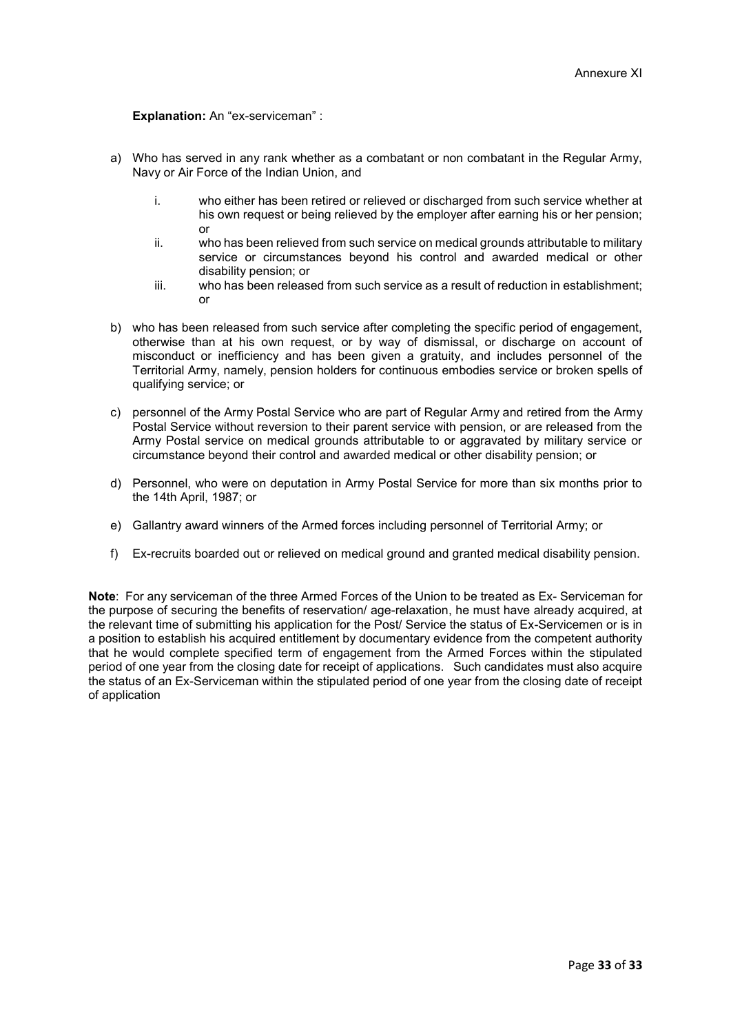Annexure XI

**Explanation:** An "ex-serviceman" :

a) Who has served in any rank whether as a combatant or non combatant in the Regular Army, Navy or Air Force of the Indian Union, and

   i. who either has been retired or relieved or discharged from such service whether at his own request or being relieved by the employer after earning his or her pension; or
   
   ii. who has been relieved from such service on medical grounds attributable to military service or circumstances beyond his control and awarded medical or other disability pension; or
   
   iii. who has been released from such service as a result of reduction in establishment; or

b) who has been released from such service after completing the specific period of engagement, otherwise than at his own request, or by way of dismissal, or discharge on account of misconduct or inefficiency and has been given a gratuity, and includes personnel of the Territorial Army, namely, pension holders for continuous embodies service or broken spells of qualifying service; or

c) personnel of the Army Postal Service who are part of Regular Army and retired from the Army Postal Service without reversion to their parent service with pension, or are released from the Army Postal service on medical grounds attributable to or aggravated by military service or circumstance beyond their control and awarded medical or other disability pension; or

d) Personnel, who were on deputation in Army Postal Service for more than six months prior to the 14th April, 1987; or

e) Gallantry award winners of the Armed forces including personnel of Territorial Army; or

f) Ex-recruits boarded out or relieved on medical ground and granted medical disability pension.

**Note**: For any serviceman of the three Armed Forces of the Union to be treated as Ex- Serviceman for the purpose of securing the benefits of reservation/ age-relaxation, he must have already acquired, at the relevant time of submitting his application for the Post/ Service the status of Ex-Servicemen or is in a position to establish his acquired entitlement by documentary evidence from the competent authority that he would complete specified term of engagement from the Armed Forces within the stipulated period of one year from the closing date for receipt of applications. Such candidates must also acquire the status of an Ex-Serviceman within the stipulated period of one year from the closing date of receipt of application